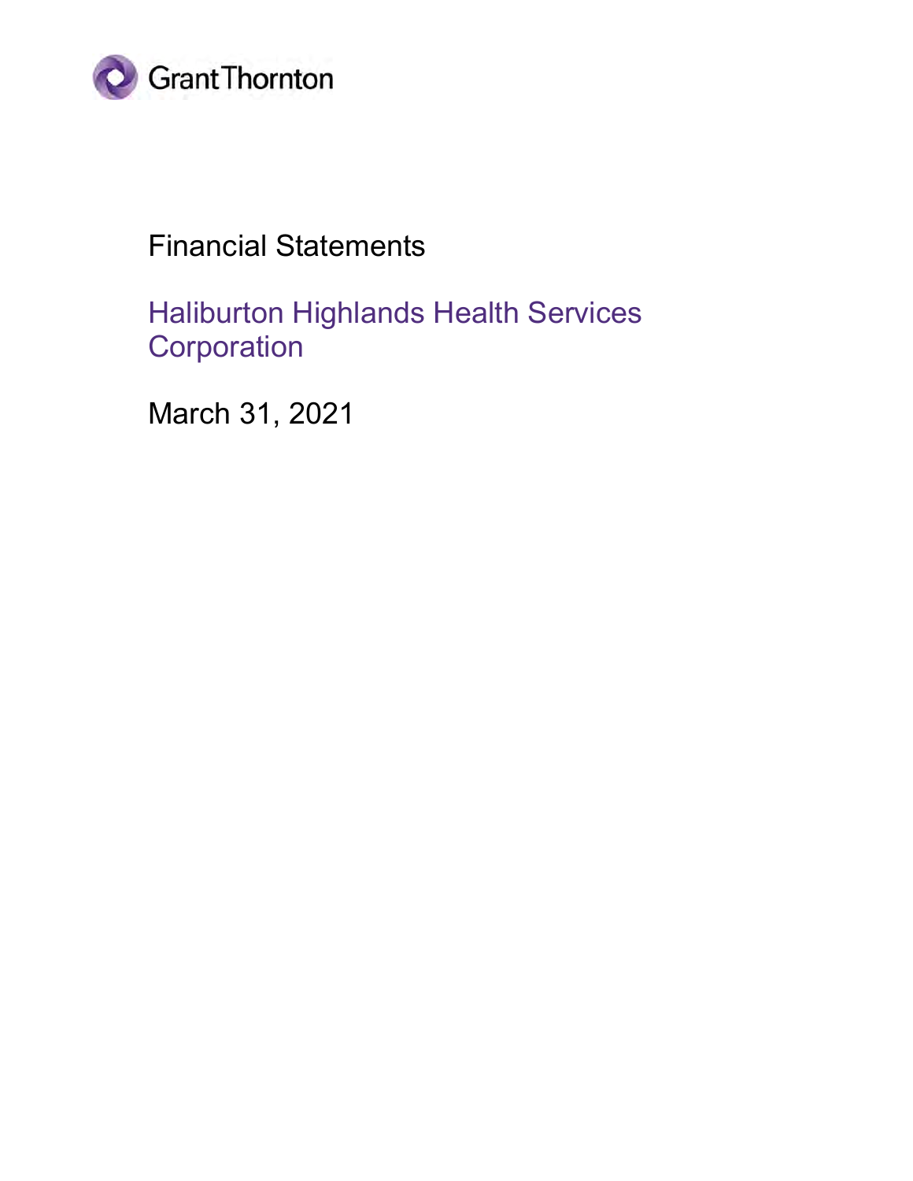Grant Thornton

# Financial Statements

## Haliburton Highlands Health Services Corporation

March 31, 2021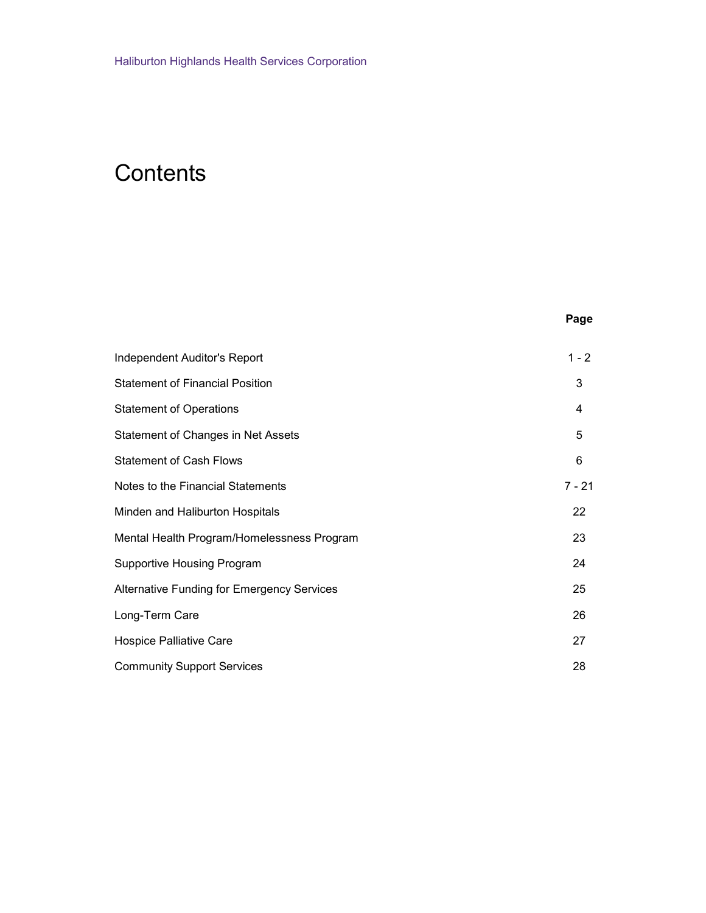Haliburton Highlands Health Services Corporation

# Contents

| | Page |
|---|---|
| Independent Auditor's Report | 1 - 2 |
| Statement of Financial Position | 3 |
| Statement of Operations | 4 |
| Statement of Changes in Net Assets | 5 |
| Statement of Cash Flows | 6 |
| Notes to the Financial Statements | 7 - 21 |
| Minden and Haliburton Hospitals | 22 |
| Mental Health Program/Homelessness Program | 23 |
| Supportive Housing Program | 24 |
| Alternative Funding for Emergency Services | 25 |
| Long-Term Care | 26 |
| Hospice Palliative Care | 27 |
| Community Support Services | 28 |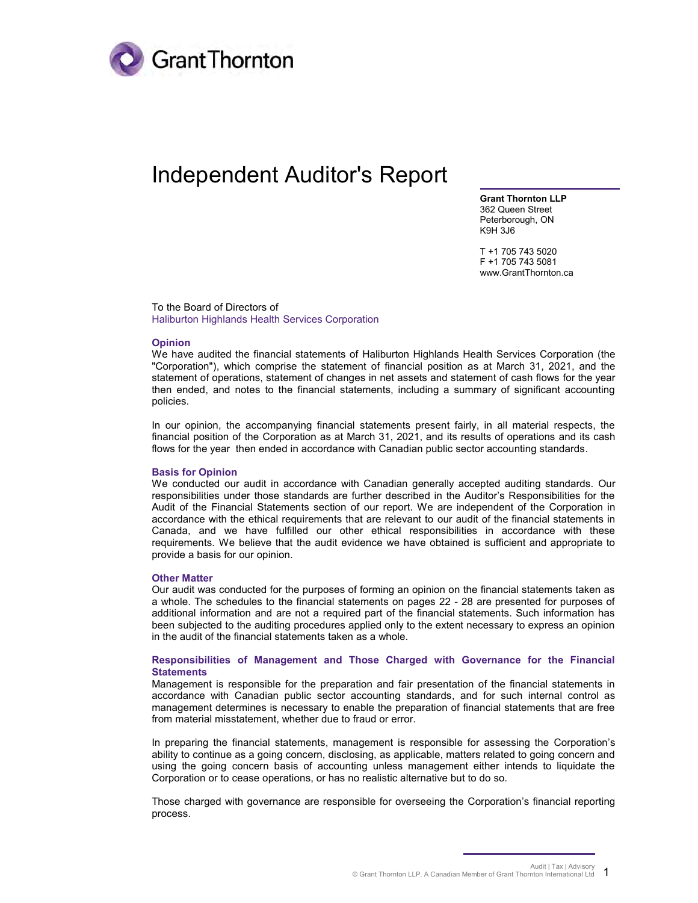# Independent Auditor's Report

**Grant Thornton LLP**
362 Queen Street
Peterborough, ON
K9H 3J6

T +1 705 743 5020
F +1 705 743 5081
www.GrantThornton.ca

To the Board of Directors of
Haliburton Highlands Health Services Corporation

### Opinion

We have audited the financial statements of Haliburton Highlands Health Services Corporation (the "Corporation"), which comprise the statement of financial position as at March 31, 2021, and the statement of operations, statement of changes in net assets and statement of cash flows for the year then ended, and notes to the financial statements, including a summary of significant accounting policies.

In our opinion, the accompanying financial statements present fairly, in all material respects, the financial position of the Corporation as at March 31, 2021, and its results of operations and its cash flows for the year then ended in accordance with Canadian public sector accounting standards.

### Basis for Opinion

We conducted our audit in accordance with Canadian generally accepted auditing standards. Our responsibilities under those standards are further described in the Auditor's Responsibilities for the Audit of the Financial Statements section of our report. We are independent of the Corporation in accordance with the ethical requirements that are relevant to our audit of the financial statements in Canada, and we have fulfilled our other ethical responsibilities in accordance with these requirements. We believe that the audit evidence we have obtained is sufficient and appropriate to provide a basis for our opinion.

### Other Matter

Our audit was conducted for the purposes of forming an opinion on the financial statements taken as a whole. The schedules to the financial statements on pages 22 - 28 are presented for purposes of additional information and are not a required part of the financial statements. Such information has been subjected to the auditing procedures applied only to the extent necessary to express an opinion in the audit of the financial statements taken as a whole.

### Responsibilities of Management and Those Charged with Governance for the Financial Statements

Management is responsible for the preparation and fair presentation of the financial statements in accordance with Canadian public sector accounting standards, and for such internal control as management determines is necessary to enable the preparation of financial statements that are free from material misstatement, whether due to fraud or error.

In preparing the financial statements, management is responsible for assessing the Corporation's ability to continue as a going concern, disclosing, as applicable, matters related to going concern and using the going concern basis of accounting unless management either intends to liquidate the Corporation or to cease operations, or has no realistic alternative but to do so.

Those charged with governance are responsible for overseeing the Corporation's financial reporting process.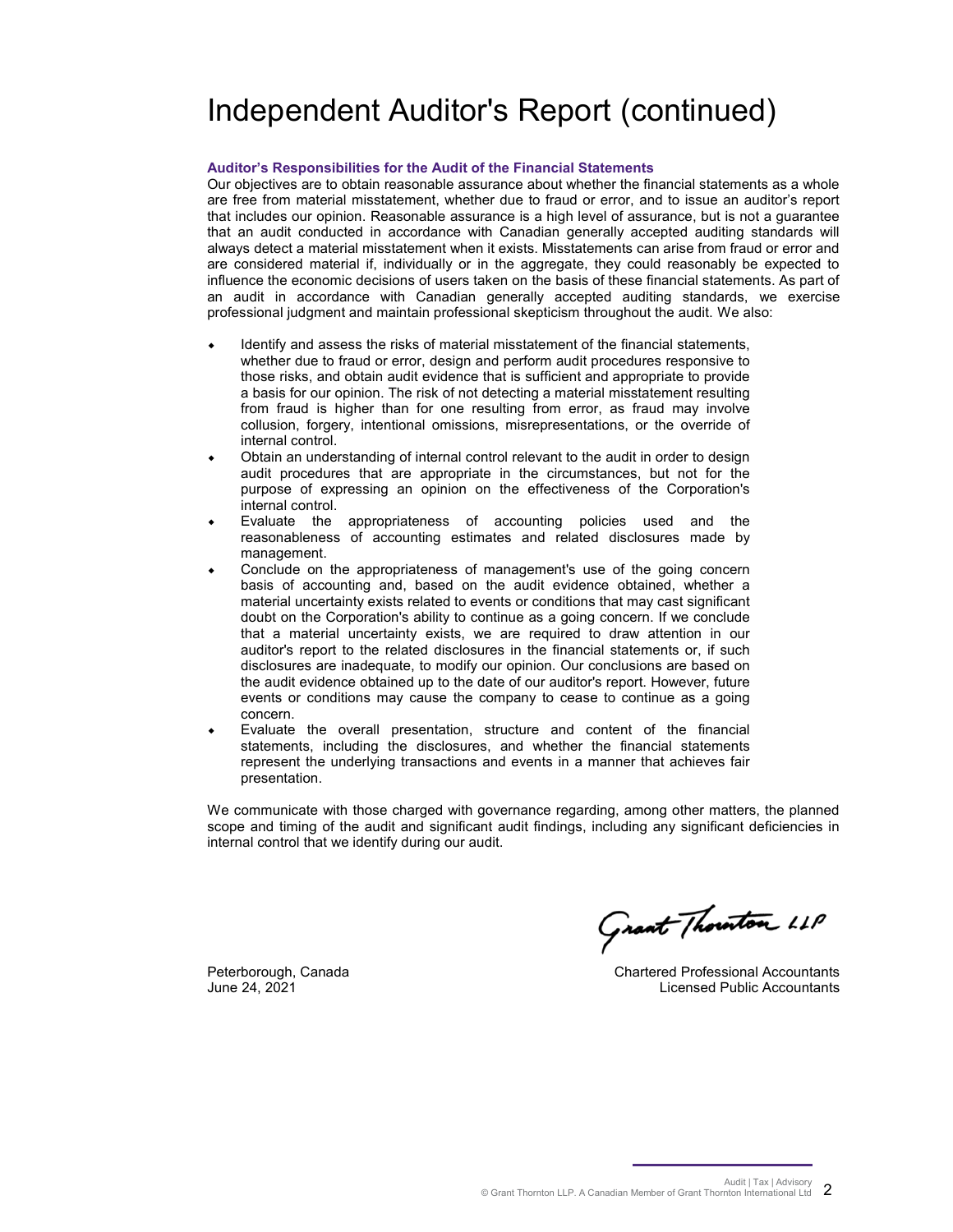# Independent Auditor's Report (continued)

**Auditor's Responsibilities for the Audit of the Financial Statements**

Our objectives are to obtain reasonable assurance about whether the financial statements as a whole are free from material misstatement, whether due to fraud or error, and to issue an auditor's report that includes our opinion. Reasonable assurance is a high level of assurance, but is not a guarantee that an audit conducted in accordance with Canadian generally accepted auditing standards will always detect a material misstatement when it exists. Misstatements can arise from fraud or error and are considered material if, individually or in the aggregate, they could reasonably be expected to influence the economic decisions of users taken on the basis of these financial statements. As part of an audit in accordance with Canadian generally accepted auditing standards, we exercise professional judgment and maintain professional skepticism throughout the audit. We also:

- Identify and assess the risks of material misstatement of the financial statements, whether due to fraud or error, design and perform audit procedures responsive to those risks, and obtain audit evidence that is sufficient and appropriate to provide a basis for our opinion. The risk of not detecting a material misstatement resulting from fraud is higher than for one resulting from error, as fraud may involve collusion, forgery, intentional omissions, misrepresentations, or the override of internal control.
- Obtain an understanding of internal control relevant to the audit in order to design audit procedures that are appropriate in the circumstances, but not for the purpose of expressing an opinion on the effectiveness of the Corporation's internal control.
- Evaluate the appropriateness of accounting policies used and the reasonableness of accounting estimates and related disclosures made by management.
- Conclude on the appropriateness of management's use of the going concern basis of accounting and, based on the audit evidence obtained, whether a material uncertainty exists related to events or conditions that may cast significant doubt on the Corporation's ability to continue as a going concern. If we conclude that a material uncertainty exists, we are required to draw attention in our auditor's report to the related disclosures in the financial statements or, if such disclosures are inadequate, to modify our opinion. Our conclusions are based on the audit evidence obtained up to the date of our auditor's report. However, future events or conditions may cause the company to cease to continue as a going concern.
- Evaluate the overall presentation, structure and content of the financial statements, including the disclosures, and whether the financial statements represent the underlying transactions and events in a manner that achieves fair presentation.

We communicate with those charged with governance regarding, among other matters, the planned scope and timing of the audit and significant audit findings, including any significant deficiencies in internal control that we identify during our audit.

Grant Thornton LLP

Peterborough, Canada
June 24, 2021

Chartered Professional Accountants
Licensed Public Accountants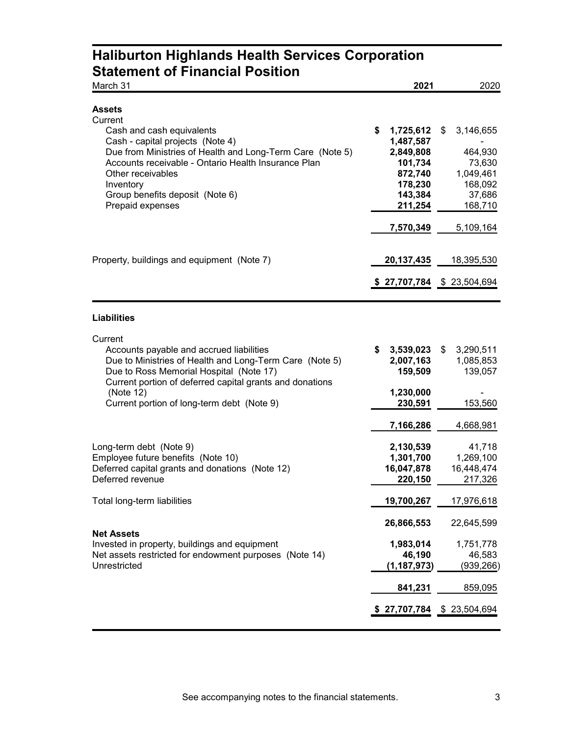# Haliburton Highlands Health Services Corporation
## Statement of Financial Position

| March 31 | 2021 | 2020 |
|---|---|---|
| **Assets** | | |
| Current | | |
| Cash and cash equivalents | **$ 1,725,612** | $ 3,146,655 |
| Cash - capital projects (Note 4) | **1,487,587** | - |
| Due from Ministries of Health and Long-Term Care (Note 5) | **2,849,808** | 464,930 |
| Accounts receivable - Ontario Health Insurance Plan | **101,734** | 73,630 |
| Other receivables | **872,740** | 1,049,461 |
| Inventory | **178,230** | 168,092 |
| Group benefits deposit (Note 6) | **143,384** | 37,686 |
| Prepaid expenses | **211,254** | 168,710 |
| | **7,570,349** | 5,109,164 |
| Property, buildings and equipment (Note 7) | **20,137,435** | 18,395,530 |
| | **$ 27,707,784** | $ 23,504,694 |
| **Liabilities** | | |
| Current | | |
| Accounts payable and accrued liabilities | **$ 3,539,023** | $ 3,290,511 |
| Due to Ministries of Health and Long-Term Care (Note 5) | **2,007,163** | 1,085,853 |
| Due to Ross Memorial Hospital (Note 17) | **159,509** | 139,057 |
| Current portion of deferred capital grants and donations (Note 12) | **1,230,000** | - |
| Current portion of long-term debt (Note 9) | **230,591** | 153,560 |
| | **7,166,286** | 4,668,981 |
| Long-term debt (Note 9) | **2,130,539** | 41,718 |
| Employee future benefits (Note 10) | **1,301,700** | 1,269,100 |
| Deferred capital grants and donations (Note 12) | **16,047,878** | 16,448,474 |
| Deferred revenue | **220,150** | 217,326 |
| Total long-term liabilities | **19,700,267** | 17,976,618 |
| | **26,866,553** | 22,645,599 |
| **Net Assets** | | |
| Invested in property, buildings and equipment | **1,983,014** | 1,751,778 |
| Net assets restricted for endowment purposes (Note 14) | **46,190** | 46,583 |
| Unrestricted | **(1,187,973)** | (939,266) |
| | **841,231** | 859,095 |
| | **$ 27,707,784** | $ 23,504,694 |

See accompanying notes to the financial statements.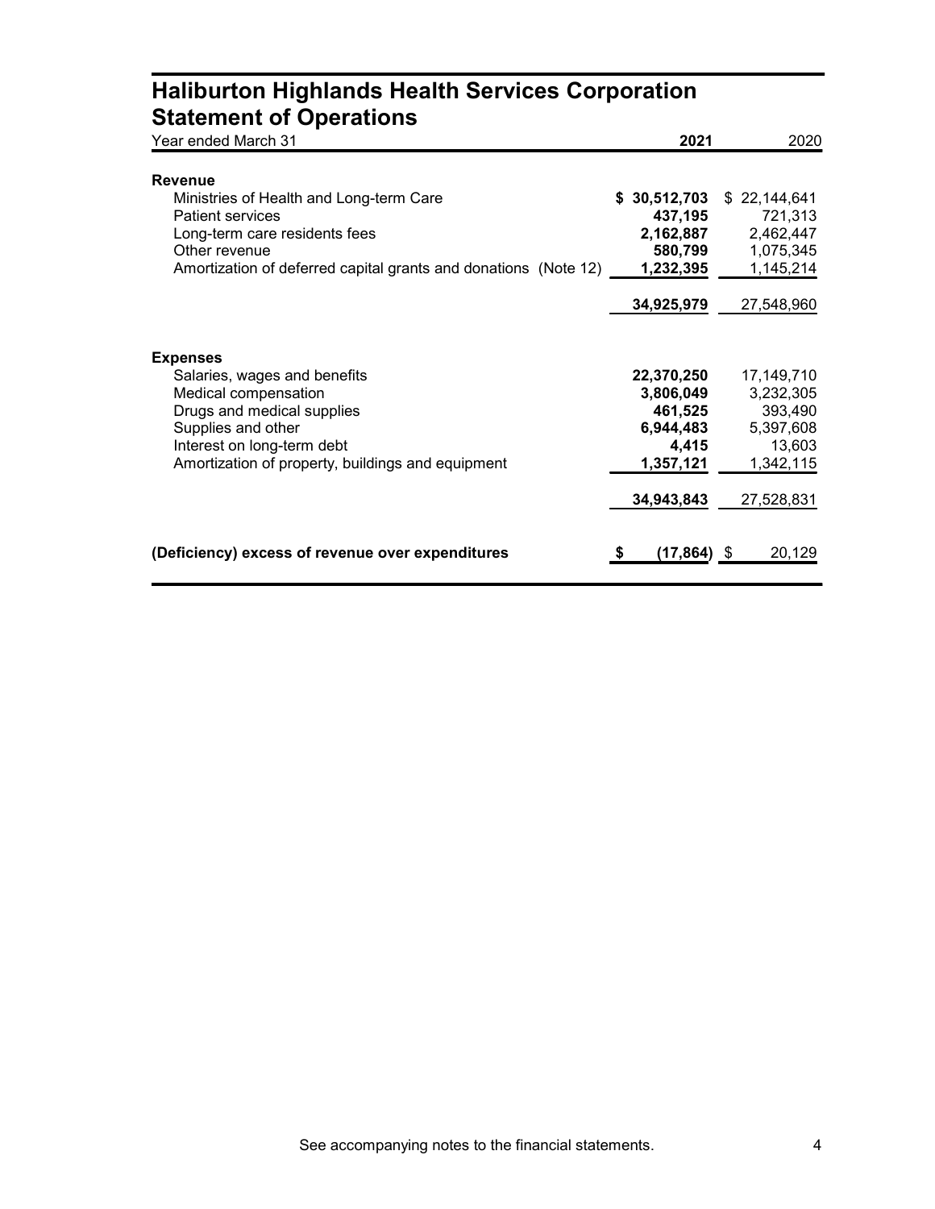# Haliburton Highlands Health Services Corporation
## Statement of Operations

| Year ended March 31 | 2021 | 2020 |
|---|---|---|
| **Revenue** | | |
| Ministries of Health and Long-term Care | **$ 30,512,703** | $ 22,144,641 |
| Patient services | **437,195** | 721,313 |
| Long-term care residents fees | **2,162,887** | 2,462,447 |
| Other revenue | **580,799** | 1,075,345 |
| Amortization of deferred capital grants and donations (Note 12) | **1,232,395** | 1,145,214 |
| | **34,925,979** | 27,548,960 |
| **Expenses** | | |
| Salaries, wages and benefits | **22,370,250** | 17,149,710 |
| Medical compensation | **3,806,049** | 3,232,305 |
| Drugs and medical supplies | **461,525** | 393,490 |
| Supplies and other | **6,944,483** | 5,397,608 |
| Interest on long-term debt | **4,415** | 13,603 |
| Amortization of property, buildings and equipment | **1,357,121** | 1,342,115 |
| | **34,943,843** | 27,528,831 |
| **(Deficiency) excess of revenue over expenditures** | **$ (17,864)** | $ 20,129 |

See accompanying notes to the financial statements.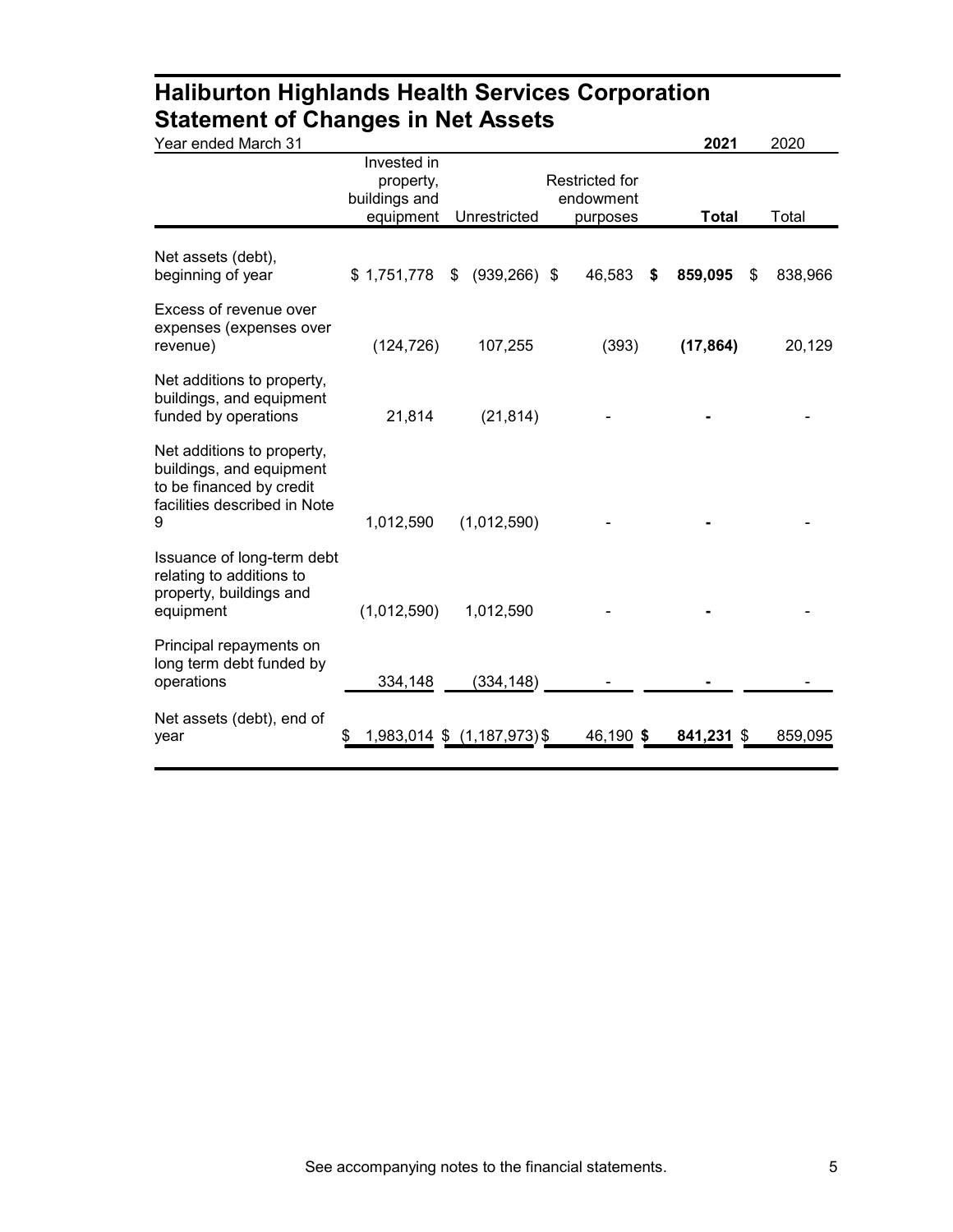# Haliburton Highlands Health Services Corporation
## Statement of Changes in Net Assets

Year ended March 31

| | Invested in property, buildings and equipment | Unrestricted | Restricted for endowment purposes | **2021 Total** | 2020 Total |
|---|---|---|---|---|---|
| Net assets (debt), beginning of year | $ 1,751,778 | $ (939,266) | $ 46,583 | **$ 859,095** | $ 838,966 |
| Excess of revenue over expenses (expenses over revenue) | (124,726) | 107,255 | (393) | **(17,864)** | 20,129 |
| Net additions to property, buildings, and equipment funded by operations | 21,814 | (21,814) | - | **-** | - |
| Net additions to property, buildings, and equipment to be financed by credit facilities described in Note 9 | 1,012,590 | (1,012,590) | - | **-** | - |
| Issuance of long-term debt relating to additions to property, buildings and equipment | (1,012,590) | 1,012,590 | - | **-** | - |
| Principal repayments on long term debt funded by operations | 334,148 | (334,148) | - | **-** | - |
| Net assets (debt), end of year | $ 1,983,014 | $ (1,187,973) | $ 46,190 | **$ 841,231** | $ 859,095 |

See accompanying notes to the financial statements.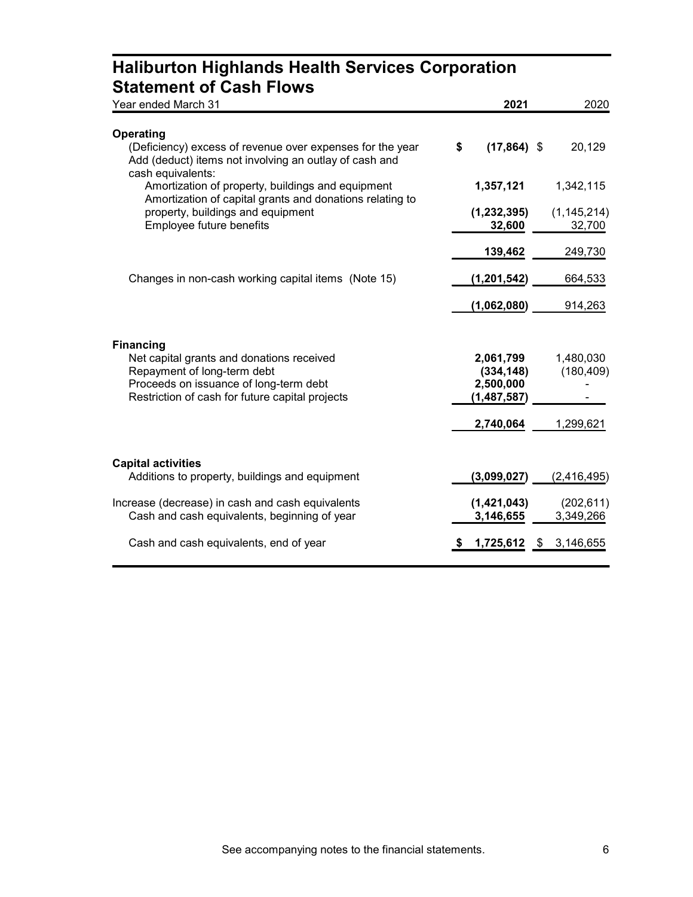# Haliburton Highlands Health Services Corporation
## Statement of Cash Flows

| Year ended March 31 | 2021 | 2020 |
|---|---|---|
| **Operating** | | |
| (Deficiency) excess of revenue over expenses for the year | **$ (17,864)** | $ 20,129 |
| Add (deduct) items not involving an outlay of cash and cash equivalents: | | |
| Amortization of property, buildings and equipment | **1,357,121** | 1,342,115 |
| Amortization of capital grants and donations relating to property, buildings and equipment | **(1,232,395)** | (1,145,214) |
| Employee future benefits | **32,600** | 32,700 |
| | **139,462** | 249,730 |
| Changes in non-cash working capital items (Note 15) | **(1,201,542)** | 664,533 |
| | **(1,062,080)** | 914,263 |
| **Financing** | | |
| Net capital grants and donations received | **2,061,799** | 1,480,030 |
| Repayment of long-term debt | **(334,148)** | (180,409) |
| Proceeds on issuance of long-term debt | **2,500,000** | - |
| Restriction of cash for future capital projects | **(1,487,587)** | - |
| | **2,740,064** | 1,299,621 |
| **Capital activities** | | |
| Additions to property, buildings and equipment | **(3,099,027)** | (2,416,495) |
| Increase (decrease) in cash and cash equivalents | **(1,421,043)** | (202,611) |
| Cash and cash equivalents, beginning of year | **3,146,655** | 3,349,266 |
| Cash and cash equivalents, end of year | **$ 1,725,612** | $ 3,146,655 |

See accompanying notes to the financial statements.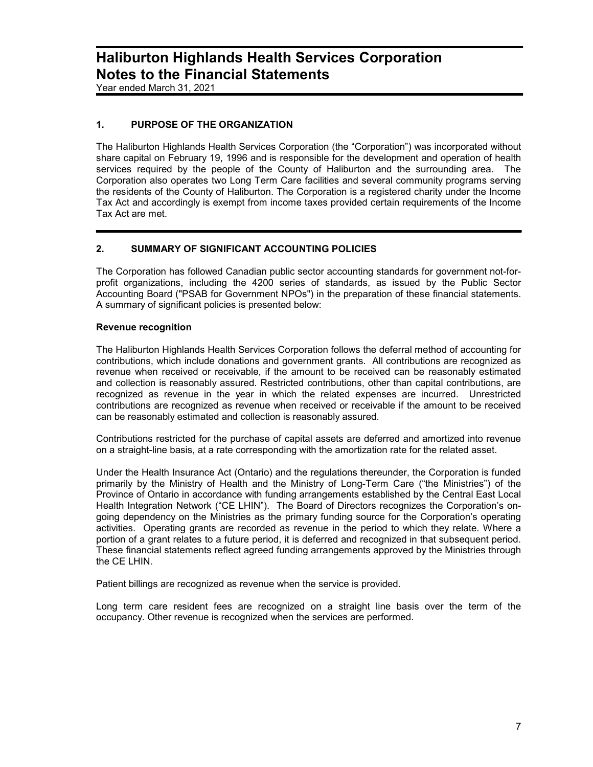# Haliburton Highlands Health Services Corporation
# Notes to the Financial Statements

Year ended March 31, 2021

## 1. PURPOSE OF THE ORGANIZATION

The Haliburton Highlands Health Services Corporation (the "Corporation") was incorporated without share capital on February 19, 1996 and is responsible for the development and operation of health services required by the people of the County of Haliburton and the surrounding area. The Corporation also operates two Long Term Care facilities and several community programs serving the residents of the County of Haliburton. The Corporation is a registered charity under the Income Tax Act and accordingly is exempt from income taxes provided certain requirements of the Income Tax Act are met.

## 2. SUMMARY OF SIGNIFICANT ACCOUNTING POLICIES

The Corporation has followed Canadian public sector accounting standards for government not-for-profit organizations, including the 4200 series of standards, as issued by the Public Sector Accounting Board ("PSAB for Government NPOs") in the preparation of these financial statements. A summary of significant policies is presented below:

### Revenue recognition

The Haliburton Highlands Health Services Corporation follows the deferral method of accounting for contributions, which include donations and government grants. All contributions are recognized as revenue when received or receivable, if the amount to be received can be reasonably estimated and collection is reasonably assured. Restricted contributions, other than capital contributions, are recognized as revenue in the year in which the related expenses are incurred. Unrestricted contributions are recognized as revenue when received or receivable if the amount to be received can be reasonably estimated and collection is reasonably assured.

Contributions restricted for the purchase of capital assets are deferred and amortized into revenue on a straight-line basis, at a rate corresponding with the amortization rate for the related asset.

Under the Health Insurance Act (Ontario) and the regulations thereunder, the Corporation is funded primarily by the Ministry of Health and the Ministry of Long-Term Care ("the Ministries") of the Province of Ontario in accordance with funding arrangements established by the Central East Local Health Integration Network ("CE LHIN"). The Board of Directors recognizes the Corporation's on-going dependency on the Ministries as the primary funding source for the Corporation's operating activities. Operating grants are recorded as revenue in the period to which they relate. Where a portion of a grant relates to a future period, it is deferred and recognized in that subsequent period. These financial statements reflect agreed funding arrangements approved by the Ministries through the CE LHIN.

Patient billings are recognized as revenue when the service is provided.

Long term care resident fees are recognized on a straight line basis over the term of the occupancy. Other revenue is recognized when the services are performed.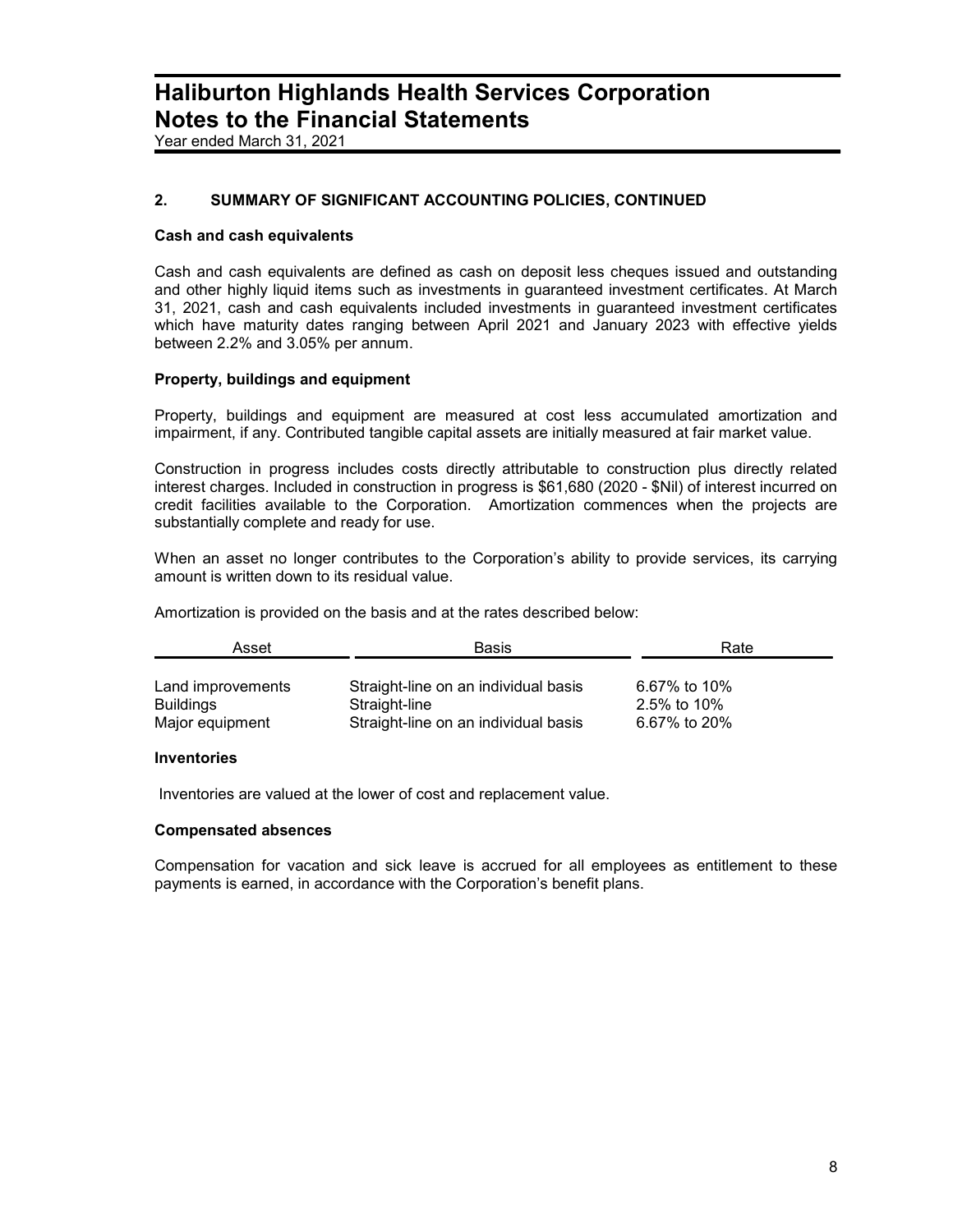## 2. SUMMARY OF SIGNIFICANT ACCOUNTING POLICIES, CONTINUED

### Cash and cash equivalents

Cash and cash equivalents are defined as cash on deposit less cheques issued and outstanding and other highly liquid items such as investments in guaranteed investment certificates. At March 31, 2021, cash and cash equivalents included investments in guaranteed investment certificates which have maturity dates ranging between April 2021 and January 2023 with effective yields between 2.2% and 3.05% per annum.

### Property, buildings and equipment

Property, buildings and equipment are measured at cost less accumulated amortization and impairment, if any. Contributed tangible capital assets are initially measured at fair market value.

Construction in progress includes costs directly attributable to construction plus directly related interest charges. Included in construction in progress is $61,680 (2020 - $Nil) of interest incurred on credit facilities available to the Corporation. Amortization commences when the projects are substantially complete and ready for use.

When an asset no longer contributes to the Corporation's ability to provide services, its carrying amount is written down to its residual value.

Amortization is provided on the basis and at the rates described below:

| Asset | Basis | Rate |
|---|---|---|
| Land improvements | Straight-line on an individual basis | 6.67% to 10% |
| Buildings | Straight-line | 2.5% to 10% |
| Major equipment | Straight-line on an individual basis | 6.67% to 20% |

### Inventories

Inventories are valued at the lower of cost and replacement value.

### Compensated absences

Compensation for vacation and sick leave is accrued for all employees as entitlement to these payments is earned, in accordance with the Corporation's benefit plans.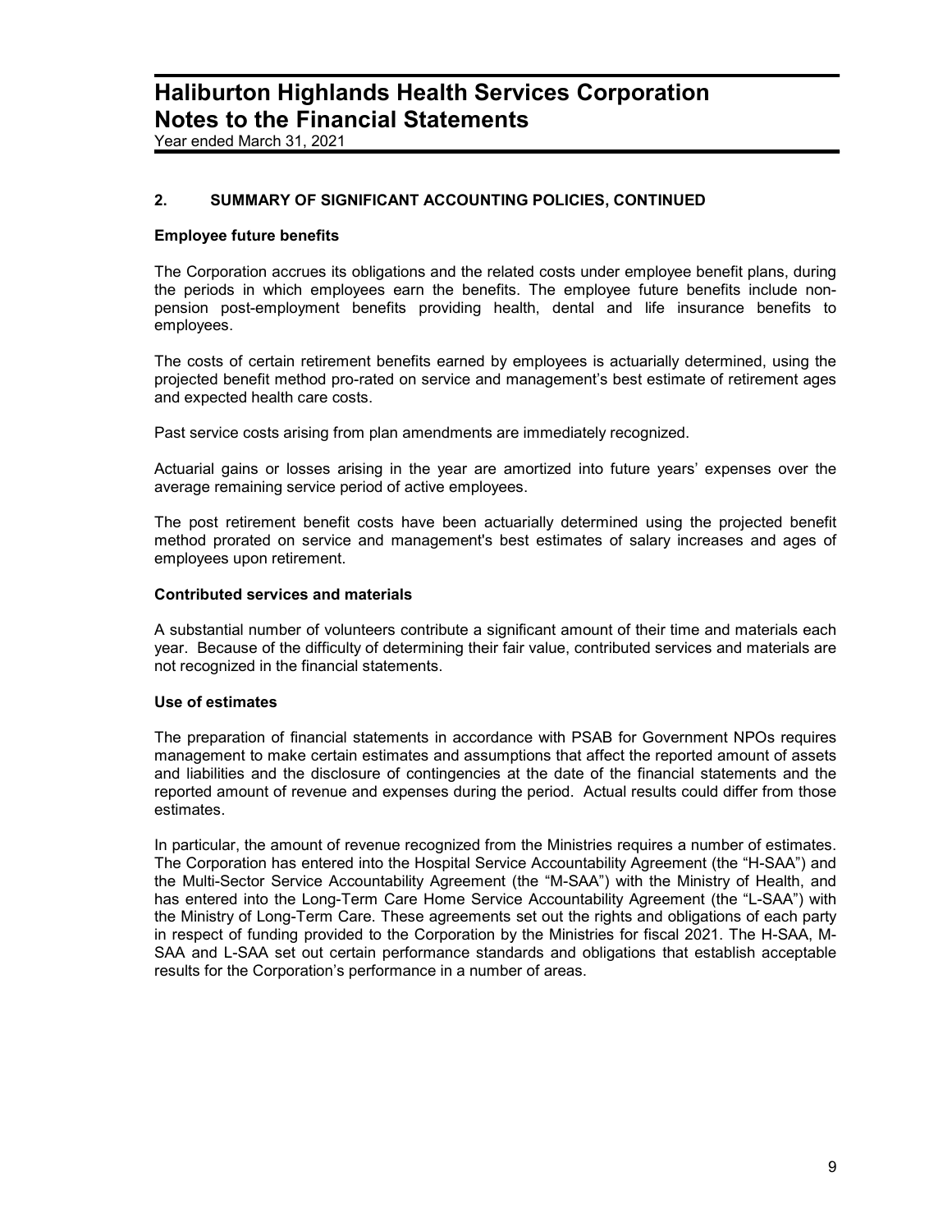## 2. SUMMARY OF SIGNIFICANT ACCOUNTING POLICIES, CONTINUED

### Employee future benefits

The Corporation accrues its obligations and the related costs under employee benefit plans, during the periods in which employees earn the benefits. The employee future benefits include non-pension post-employment benefits providing health, dental and life insurance benefits to employees.

The costs of certain retirement benefits earned by employees is actuarially determined, using the projected benefit method pro-rated on service and management's best estimate of retirement ages and expected health care costs.

Past service costs arising from plan amendments are immediately recognized.

Actuarial gains or losses arising in the year are amortized into future years' expenses over the average remaining service period of active employees.

The post retirement benefit costs have been actuarially determined using the projected benefit method prorated on service and management's best estimates of salary increases and ages of employees upon retirement.

### Contributed services and materials

A substantial number of volunteers contribute a significant amount of their time and materials each year. Because of the difficulty of determining their fair value, contributed services and materials are not recognized in the financial statements.

### Use of estimates

The preparation of financial statements in accordance with PSAB for Government NPOs requires management to make certain estimates and assumptions that affect the reported amount of assets and liabilities and the disclosure of contingencies at the date of the financial statements and the reported amount of revenue and expenses during the period. Actual results could differ from those estimates.

In particular, the amount of revenue recognized from the Ministries requires a number of estimates. The Corporation has entered into the Hospital Service Accountability Agreement (the "H-SAA") and the Multi-Sector Service Accountability Agreement (the "M-SAA") with the Ministry of Health, and has entered into the Long-Term Care Home Service Accountability Agreement (the "L-SAA") with the Ministry of Long-Term Care. These agreements set out the rights and obligations of each party in respect of funding provided to the Corporation by the Ministries for fiscal 2021. The H-SAA, M-SAA and L-SAA set out certain performance standards and obligations that establish acceptable results for the Corporation's performance in a number of areas.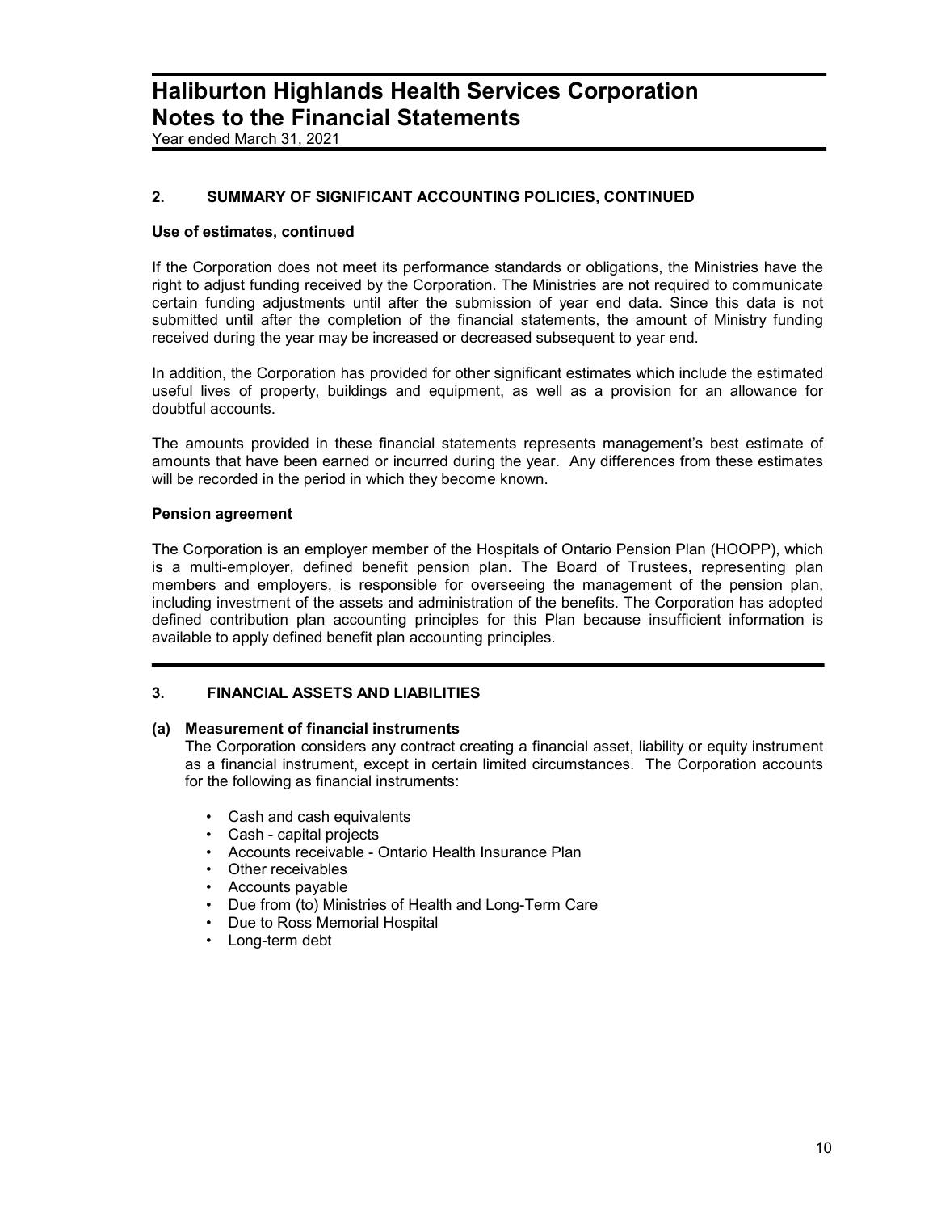## 2. SUMMARY OF SIGNIFICANT ACCOUNTING POLICIES, CONTINUED

### Use of estimates, continued

If the Corporation does not meet its performance standards or obligations, the Ministries have the right to adjust funding received by the Corporation. The Ministries are not required to communicate certain funding adjustments until after the submission of year end data. Since this data is not submitted until after the completion of the financial statements, the amount of Ministry funding received during the year may be increased or decreased subsequent to year end.

In addition, the Corporation has provided for other significant estimates which include the estimated useful lives of property, buildings and equipment, as well as a provision for an allowance for doubtful accounts.

The amounts provided in these financial statements represents management's best estimate of amounts that have been earned or incurred during the year. Any differences from these estimates will be recorded in the period in which they become known.

### Pension agreement

The Corporation is an employer member of the Hospitals of Ontario Pension Plan (HOOPP), which is a multi-employer, defined benefit pension plan. The Board of Trustees, representing plan members and employers, is responsible for overseeing the management of the pension plan, including investment of the assets and administration of the benefits. The Corporation has adopted defined contribution plan accounting principles for this Plan because insufficient information is available to apply defined benefit plan accounting principles.

## 3. FINANCIAL ASSETS AND LIABILITIES

### (a) Measurement of financial instruments

The Corporation considers any contract creating a financial asset, liability or equity instrument as a financial instrument, except in certain limited circumstances. The Corporation accounts for the following as financial instruments:

- Cash and cash equivalents
- Cash - capital projects
- Accounts receivable - Ontario Health Insurance Plan
- Other receivables
- Accounts payable
- Due from (to) Ministries of Health and Long-Term Care
- Due to Ross Memorial Hospital
- Long-term debt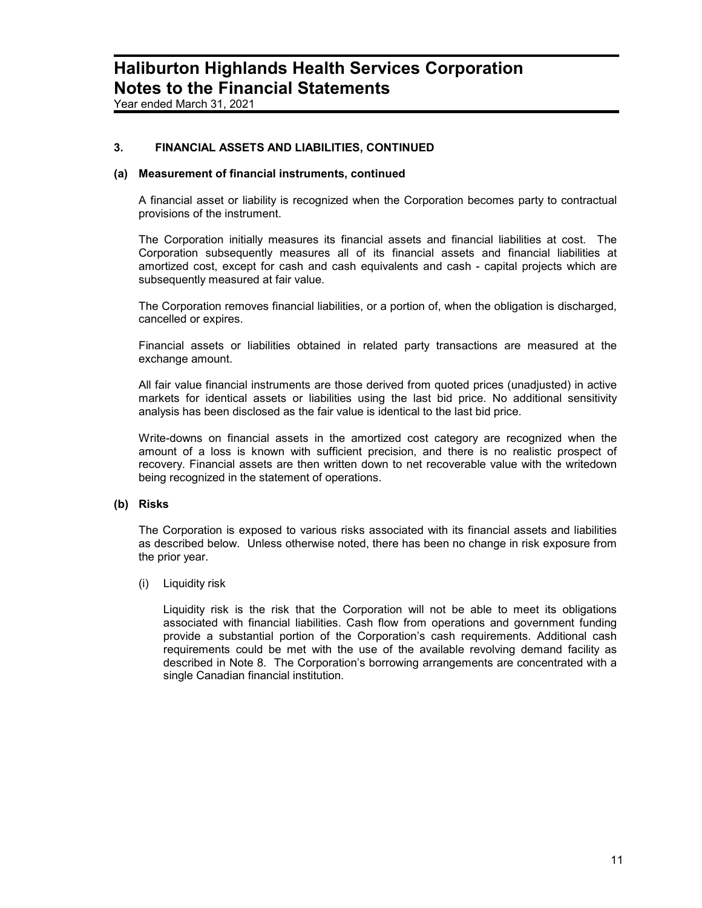# Haliburton Highlands Health Services Corporation
# Notes to the Financial Statements

Year ended March 31, 2021

## 3. FINANCIAL ASSETS AND LIABILITIES, CONTINUED

### (a) Measurement of financial instruments, continued

A financial asset or liability is recognized when the Corporation becomes party to contractual provisions of the instrument.

The Corporation initially measures its financial assets and financial liabilities at cost. The Corporation subsequently measures all of its financial assets and financial liabilities at amortized cost, except for cash and cash equivalents and cash - capital projects which are subsequently measured at fair value.

The Corporation removes financial liabilities, or a portion of, when the obligation is discharged, cancelled or expires.

Financial assets or liabilities obtained in related party transactions are measured at the exchange amount.

All fair value financial instruments are those derived from quoted prices (unadjusted) in active markets for identical assets or liabilities using the last bid price. No additional sensitivity analysis has been disclosed as the fair value is identical to the last bid price.

Write-downs on financial assets in the amortized cost category are recognized when the amount of a loss is known with sufficient precision, and there is no realistic prospect of recovery. Financial assets are then written down to net recoverable value with the writedown being recognized in the statement of operations.

### (b) Risks

The Corporation is exposed to various risks associated with its financial assets and liabilities as described below. Unless otherwise noted, there has been no change in risk exposure from the prior year.

(i) Liquidity risk

Liquidity risk is the risk that the Corporation will not be able to meet its obligations associated with financial liabilities. Cash flow from operations and government funding provide a substantial portion of the Corporation's cash requirements. Additional cash requirements could be met with the use of the available revolving demand facility as described in Note 8. The Corporation's borrowing arrangements are concentrated with a single Canadian financial institution.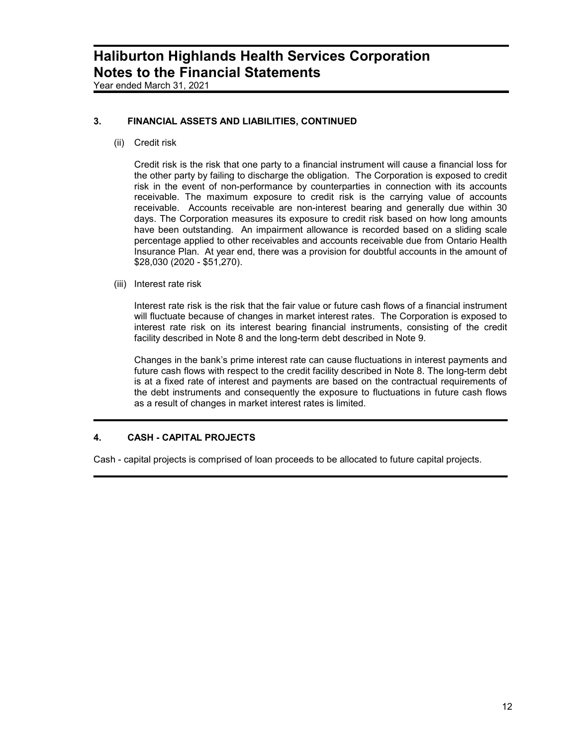# Haliburton Highlands Health Services Corporation
# Notes to the Financial Statements

Year ended March 31, 2021

## 3. FINANCIAL ASSETS AND LIABILITIES, CONTINUED

(ii) Credit risk

Credit risk is the risk that one party to a financial instrument will cause a financial loss for the other party by failing to discharge the obligation. The Corporation is exposed to credit risk in the event of non-performance by counterparties in connection with its accounts receivable. The maximum exposure to credit risk is the carrying value of accounts receivable. Accounts receivable are non-interest bearing and generally due within 30 days. The Corporation measures its exposure to credit risk based on how long amounts have been outstanding. An impairment allowance is recorded based on a sliding scale percentage applied to other receivables and accounts receivable due from Ontario Health Insurance Plan. At year end, there was a provision for doubtful accounts in the amount of $28,030 (2020 - $51,270).

(iii) Interest rate risk

Interest rate risk is the risk that the fair value or future cash flows of a financial instrument will fluctuate because of changes in market interest rates. The Corporation is exposed to interest rate risk on its interest bearing financial instruments, consisting of the credit facility described in Note 8 and the long-term debt described in Note 9.

Changes in the bank's prime interest rate can cause fluctuations in interest payments and future cash flows with respect to the credit facility described in Note 8. The long-term debt is at a fixed rate of interest and payments are based on the contractual requirements of the debt instruments and consequently the exposure to fluctuations in future cash flows as a result of changes in market interest rates is limited.

## 4. CASH - CAPITAL PROJECTS

Cash - capital projects is comprised of loan proceeds to be allocated to future capital projects.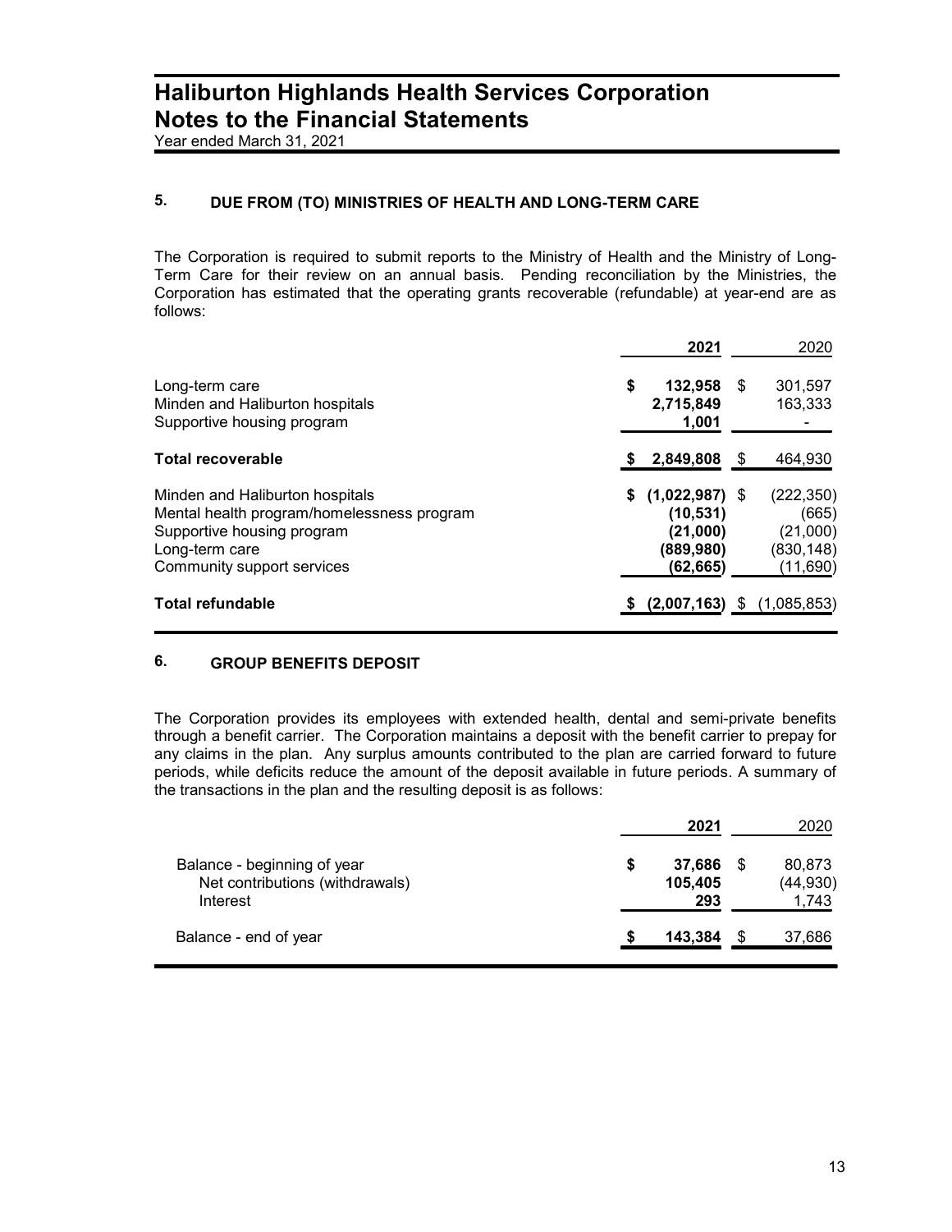# Haliburton Highlands Health Services Corporation
# Notes to the Financial Statements

Year ended March 31, 2021

## 5. DUE FROM (TO) MINISTRIES OF HEALTH AND LONG-TERM CARE

The Corporation is required to submit reports to the Ministry of Health and the Ministry of Long-Term Care for their review on an annual basis. Pending reconciliation by the Ministries, the Corporation has estimated that the operating grants recoverable (refundable) at year-end are as follows:

| | **2021** | 2020 |
|---|---|---|
| Long-term care | **$ 132,958** | $ 301,597 |
| Minden and Haliburton hospitals | **2,715,849** | 163,333 |
| Supportive housing program | **1,001** | - |
| **Total recoverable** | **$ 2,849,808** | $ 464,930 |
| Minden and Haliburton hospitals | **$ (1,022,987)** | $ (222,350) |
| Mental health program/homelessness program | **(10,531)** | (665) |
| Supportive housing program | **(21,000)** | (21,000) |
| Long-term care | **(889,980)** | (830,148) |
| Community support services | **(62,665)** | (11,690) |
| **Total refundable** | **$ (2,007,163)** | $ (1,085,853) |

## 6. GROUP BENEFITS DEPOSIT

The Corporation provides its employees with extended health, dental and semi-private benefits through a benefit carrier. The Corporation maintains a deposit with the benefit carrier to prepay for any claims in the plan. Any surplus amounts contributed to the plan are carried forward to future periods, while deficits reduce the amount of the deposit available in future periods. A summary of the transactions in the plan and the resulting deposit is as follows:

| | **2021** | 2020 |
|---|---|---|
| Balance - beginning of year | **$ 37,686** | $ 80,873 |
| Net contributions (withdrawals) | **105,405** | (44,930) |
| Interest | **293** | 1,743 |
| Balance - end of year | **$ 143,384** | $ 37,686 |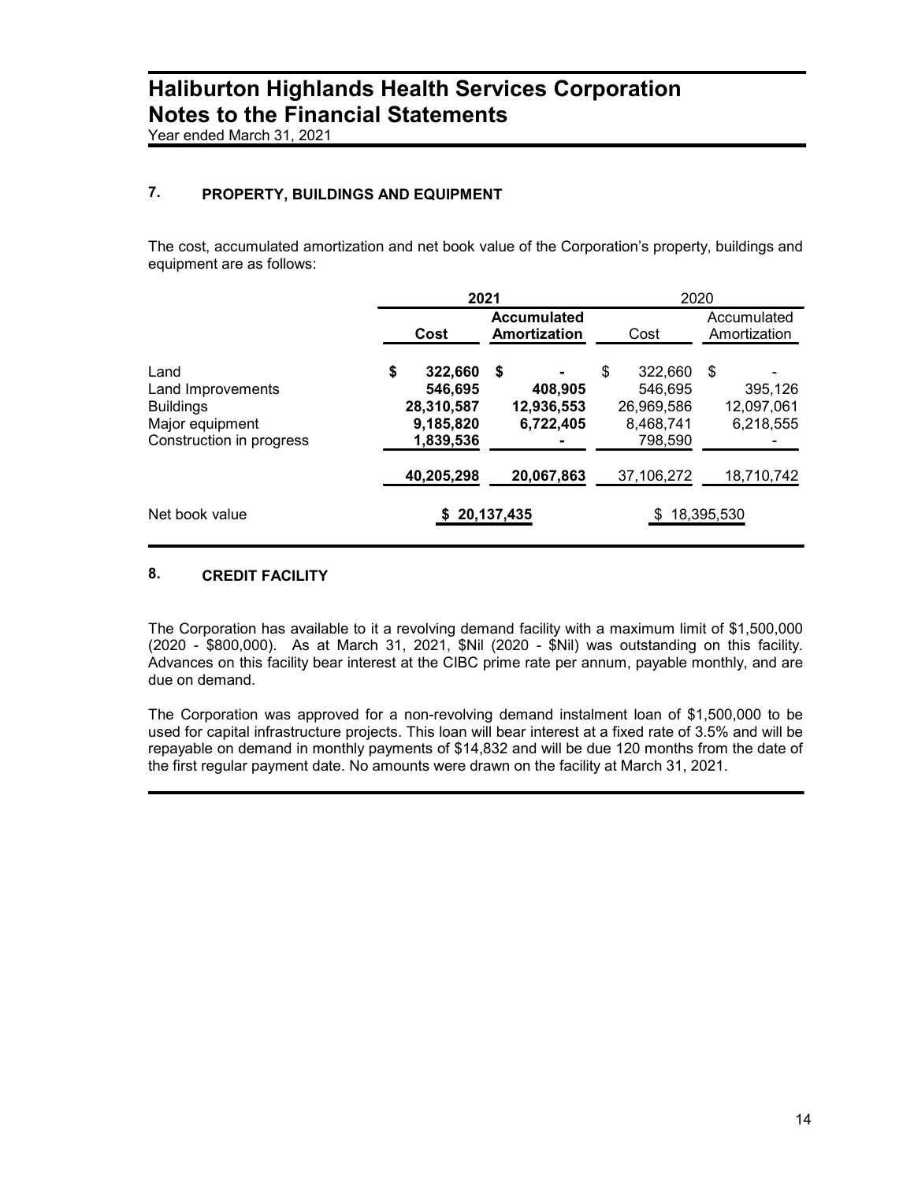# Haliburton Highlands Health Services Corporation
# Notes to the Financial Statements

Year ended March 31, 2021

## 7. PROPERTY, BUILDINGS AND EQUIPMENT

The cost, accumulated amortization and net book value of the Corporation's property, buildings and equipment are as follows:

| | **2021** | | 2020 | |
|---|---|---|---|---|
| | **Cost** | **Accumulated Amortization** | Cost | Accumulated Amortization |
| Land | **$ 322,660** | **$ -** | $ 322,660 | $ - |
| Land Improvements | **546,695** | **408,905** | 546,695 | 395,126 |
| Buildings | **28,310,587** | **12,936,553** | 26,969,586 | 12,097,061 |
| Major equipment | **9,185,820** | **6,722,405** | 8,468,741 | 6,218,555 |
| Construction in progress | **1,839,536** | **-** | 798,590 | - |
| | **40,205,298** | **20,067,863** | 37,106,272 | 18,710,742 |
| Net book value | **$ 20,137,435** | | $ 18,395,530 | |

## 8. CREDIT FACILITY

The Corporation has available to it a revolving demand facility with a maximum limit of $1,500,000 (2020 - $800,000). As at March 31, 2021, $Nil (2020 - $Nil) was outstanding on this facility. Advances on this facility bear interest at the CIBC prime rate per annum, payable monthly, and are due on demand.

The Corporation was approved for a non-revolving demand instalment loan of $1,500,000 to be used for capital infrastructure projects. This loan will bear interest at a fixed rate of 3.5% and will be repayable on demand in monthly payments of $14,832 and will be due 120 months from the date of the first regular payment date. No amounts were drawn on the facility at March 31, 2021.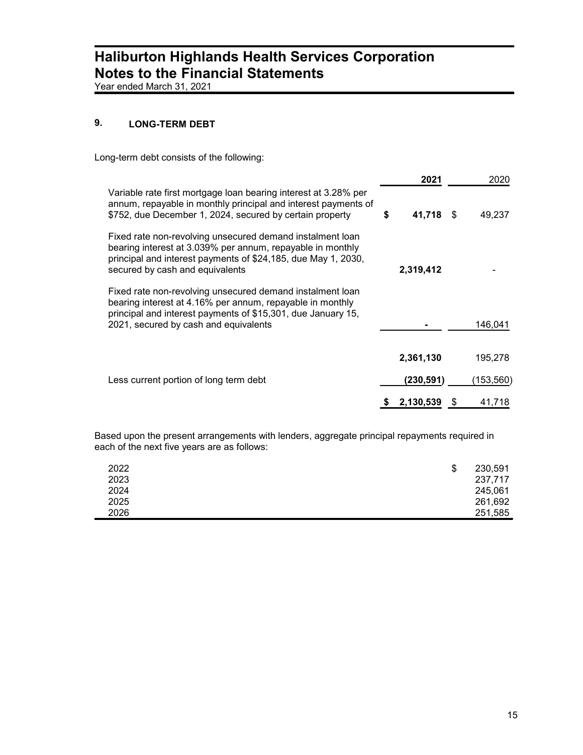# Haliburton Highlands Health Services Corporation
# Notes to the Financial Statements
Year ended March 31, 2021

## 9. LONG-TERM DEBT

Long-term debt consists of the following:

| | 2021 | 2020 |
|---|---|---|
| Variable rate first mortgage loan bearing interest at 3.28% per annum, repayable in monthly principal and interest payments of $752, due December 1, 2024, secured by certain property | **$ 41,718** | $ 49,237 |
| Fixed rate non-revolving unsecured demand instalment loan bearing interest at 3.039% per annum, repayable in monthly principal and interest payments of $24,185, due May 1, 2030, secured by cash and equivalents | **2,319,412** | - |
| Fixed rate non-revolving unsecured demand instalment loan bearing interest at 4.16% per annum, repayable in monthly principal and interest payments of $15,301, due January 15, 2021, secured by cash and equivalents | **-** | 146,041 |
| | **2,361,130** | 195,278 |
| Less current portion of long term debt | **(230,591)** | (153,560) |
| | **$ 2,130,539** | $ 41,718 |

Based upon the present arrangements with lenders, aggregate principal repayments required in each of the next five years are as follows:

| | |
|---|---|
| 2022 | $ 230,591 |
| 2023 | 237,717 |
| 2024 | 245,061 |
| 2025 | 261,692 |
| 2026 | 251,585 |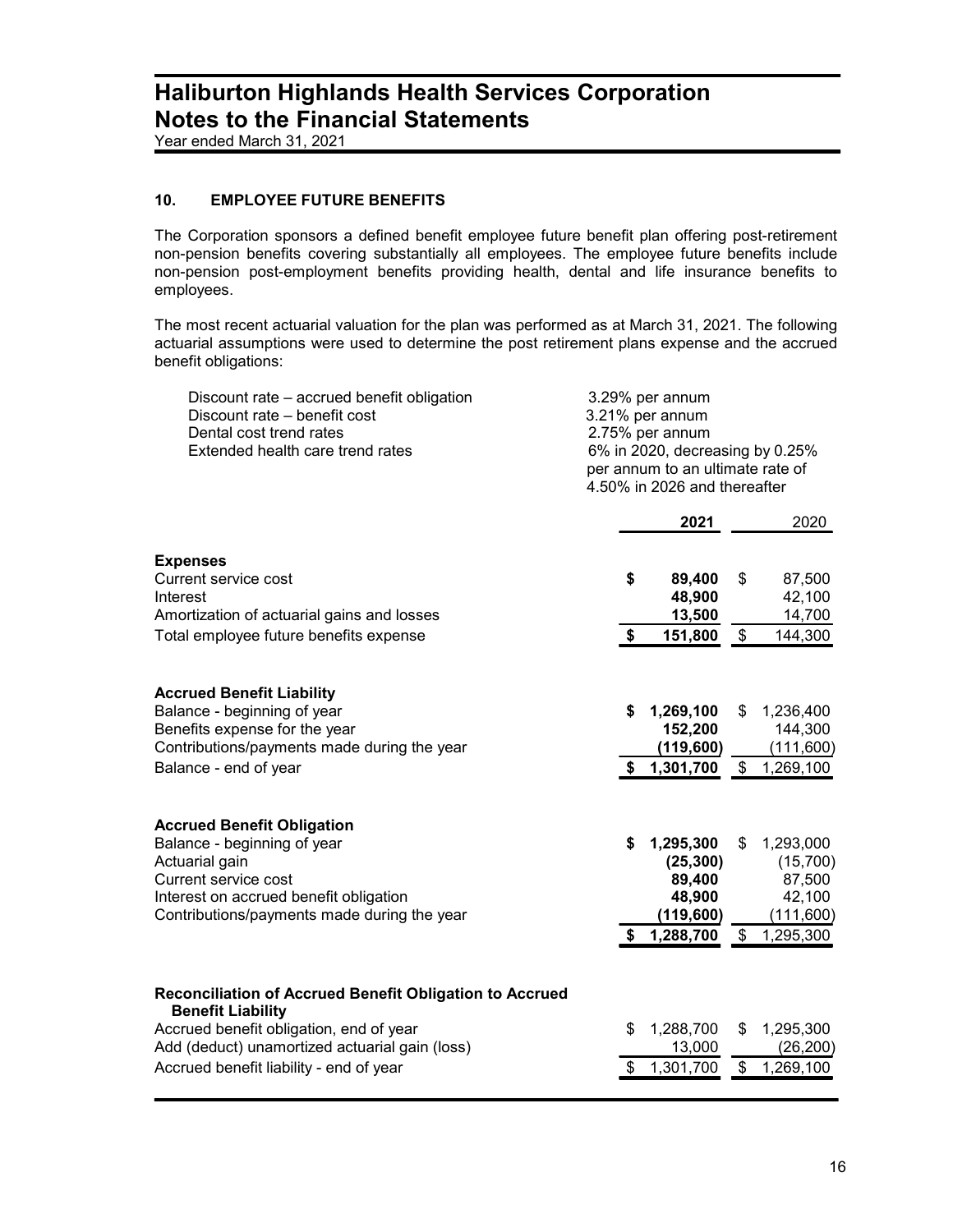## 10. EMPLOYEE FUTURE BENEFITS

The Corporation sponsors a defined benefit employee future benefit plan offering post-retirement non-pension benefits covering substantially all employees. The employee future benefits include non-pension post-employment benefits providing health, dental and life insurance benefits to employees.

The most recent actuarial valuation for the plan was performed as at March 31, 2021. The following actuarial assumptions were used to determine the post retirement plans expense and the accrued benefit obligations:

| | |
|---|---|
| Discount rate – accrued benefit obligation | 3.29% per annum |
| Discount rate – benefit cost | 3.21% per annum |
| Dental cost trend rates | 2.75% per annum |
| Extended health care trend rates | 6% in 2020, decreasing by 0.25% per annum to an ultimate rate of 4.50% in 2026 and thereafter |

| | **2021** | 2020 |
|---|---|---|
| **Expenses** | | |
| Current service cost | **$ 89,400** | $ 87,500 |
| Interest | **48,900** | 42,100 |
| Amortization of actuarial gains and losses | **13,500** | 14,700 |
| Total employee future benefits expense | **$ 151,800** | $ 144,300 |
| | | |
| **Accrued Benefit Liability** | | |
| Balance - beginning of year | **$ 1,269,100** | $ 1,236,400 |
| Benefits expense for the year | **152,200** | 144,300 |
| Contributions/payments made during the year | **(119,600)** | (111,600) |
| Balance - end of year | **$ 1,301,700** | $ 1,269,100 |
| | | |
| **Accrued Benefit Obligation** | | |
| Balance - beginning of year | **$ 1,295,300** | $ 1,293,000 |
| Actuarial gain | **(25,300)** | (15,700) |
| Current service cost | **89,400** | 87,500 |
| Interest on accrued benefit obligation | **48,900** | 42,100 |
| Contributions/payments made during the year | **(119,600)** | (111,600) |
| | **$ 1,288,700** | $ 1,295,300 |
| | | |
| **Reconciliation of Accrued Benefit Obligation to Accrued Benefit Liability** | | |
| Accrued benefit obligation, end of year | $ 1,288,700 | $ 1,295,300 |
| Add (deduct) unamortized actuarial gain (loss) | 13,000 | (26,200) |
| Accrued benefit liability - end of year | $ 1,301,700 | $ 1,269,100 |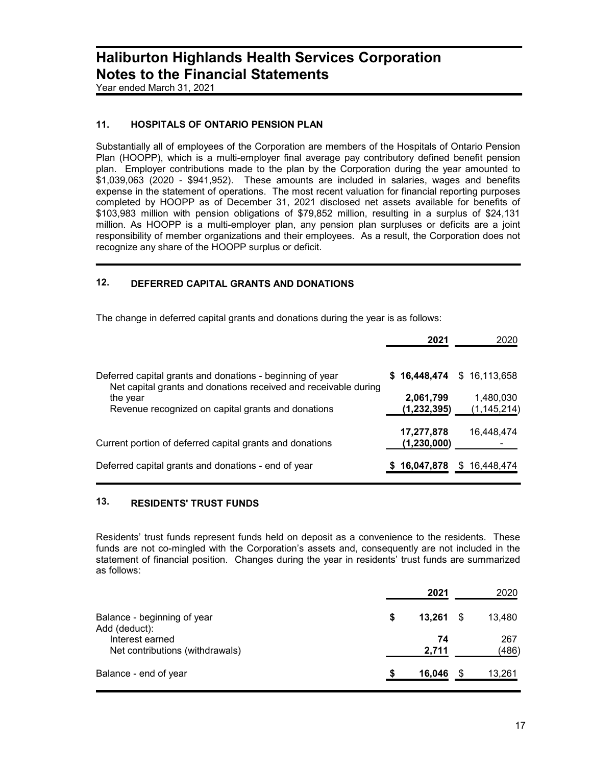# Haliburton Highlands Health Services Corporation
# Notes to the Financial Statements

Year ended March 31, 2021

## 11. HOSPITALS OF ONTARIO PENSION PLAN

Substantially all of employees of the Corporation are members of the Hospitals of Ontario Pension Plan (HOOPP), which is a multi-employer final average pay contributory defined benefit pension plan. Employer contributions made to the plan by the Corporation during the year amounted to $1,039,063 (2020 - $941,952). These amounts are included in salaries, wages and benefits expense in the statement of operations. The most recent valuation for financial reporting purposes completed by HOOPP as of December 31, 2021 disclosed net assets available for benefits of $103,983 million with pension obligations of $79,852 million, resulting in a surplus of $24,131 million. As HOOPP is a multi-employer plan, any pension plan surpluses or deficits are a joint responsibility of member organizations and their employees. As a result, the Corporation does not recognize any share of the HOOPP surplus or deficit.

## 12. DEFERRED CAPITAL GRANTS AND DONATIONS

The change in deferred capital grants and donations during the year is as follows:

| | 2021 | 2020 |
|---|---|---|
| Deferred capital grants and donations - beginning of year | **$ 16,448,474** | $ 16,113,658 |
| Net capital grants and donations received and receivable during the year | **2,061,799** | 1,480,030 |
| Revenue recognized on capital grants and donations | **(1,232,395)** | (1,145,214) |
| | **17,277,878** | 16,448,474 |
| Current portion of deferred capital grants and donations | **(1,230,000)** | - |
| Deferred capital grants and donations - end of year | **$ 16,047,878** | $ 16,448,474 |

## 13. RESIDENTS' TRUST FUNDS

Residents' trust funds represent funds held on deposit as a convenience to the residents. These funds are not co-mingled with the Corporation's assets and, consequently are not included in the statement of financial position. Changes during the year in residents' trust funds are summarized as follows:

| | 2021 | 2020 |
|---|---|---|
| Balance - beginning of year | **$ 13,261** | $ 13,480 |
| Add (deduct): | | |
| Interest earned | **74** | 267 |
| Net contributions (withdrawals) | **2,711** | (486) |
| Balance - end of year | **$ 16,046** | $ 13,261 |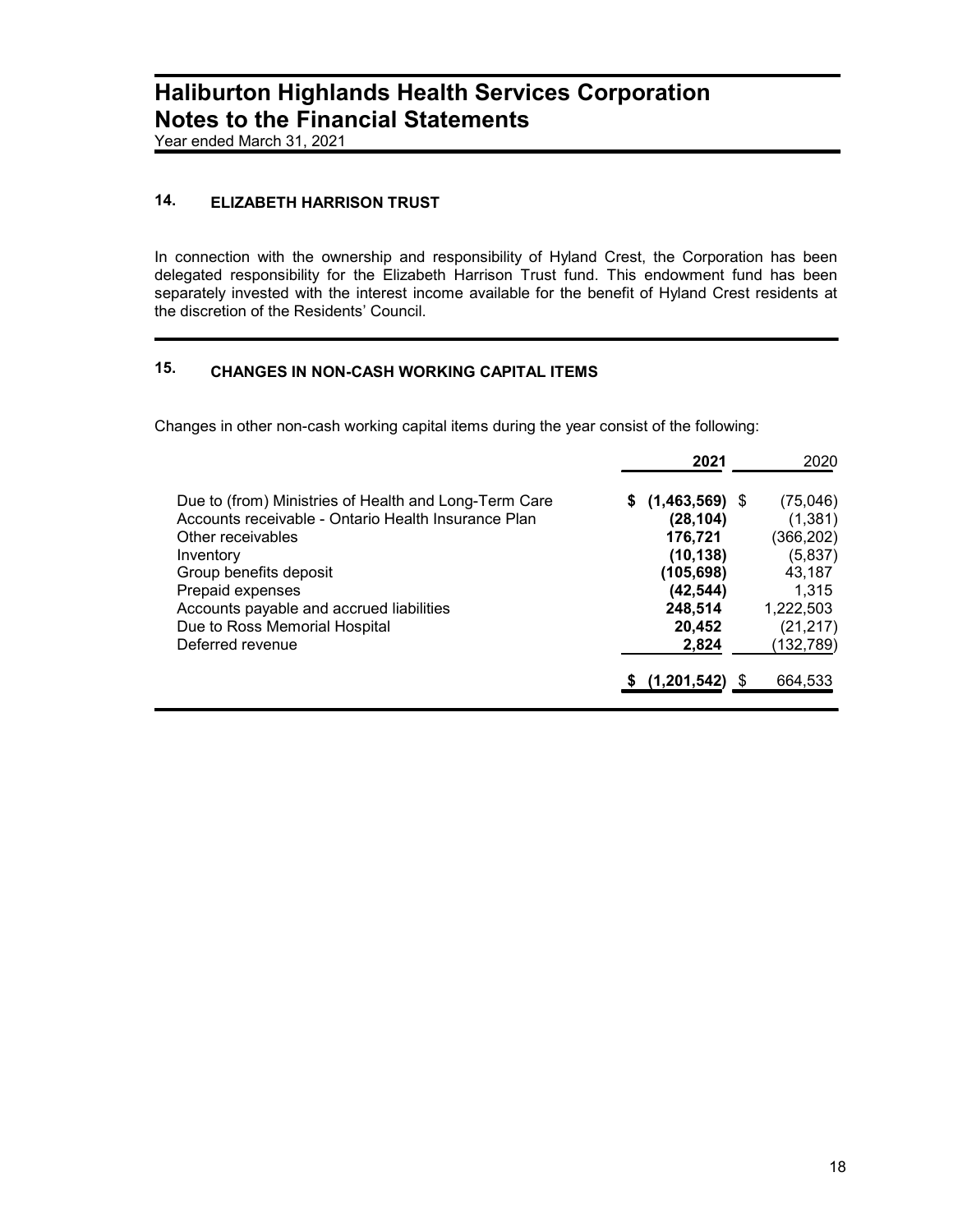# Haliburton Highlands Health Services Corporation
# Notes to the Financial Statements

Year ended March 31, 2021

## 14. ELIZABETH HARRISON TRUST

In connection with the ownership and responsibility of Hyland Crest, the Corporation has been delegated responsibility for the Elizabeth Harrison Trust fund. This endowment fund has been separately invested with the interest income available for the benefit of Hyland Crest residents at the discretion of the Residents' Council.

## 15. CHANGES IN NON-CASH WORKING CAPITAL ITEMS

Changes in other non-cash working capital items during the year consist of the following:

| | **2021** | 2020 |
|---|---|---|
| Due to (from) Ministries of Health and Long-Term Care | **$ (1,463,569)** | $ (75,046) |
| Accounts receivable - Ontario Health Insurance Plan | **(28,104)** | (1,381) |
| Other receivables | **176,721** | (366,202) |
| Inventory | **(10,138)** | (5,837) |
| Group benefits deposit | **(105,698)** | 43,187 |
| Prepaid expenses | **(42,544)** | 1,315 |
| Accounts payable and accrued liabilities | **248,514** | 1,222,503 |
| Due to Ross Memorial Hospital | **20,452** | (21,217) |
| Deferred revenue | **2,824** | (132,789) |
| | **$ (1,201,542)** | $ 664,533 |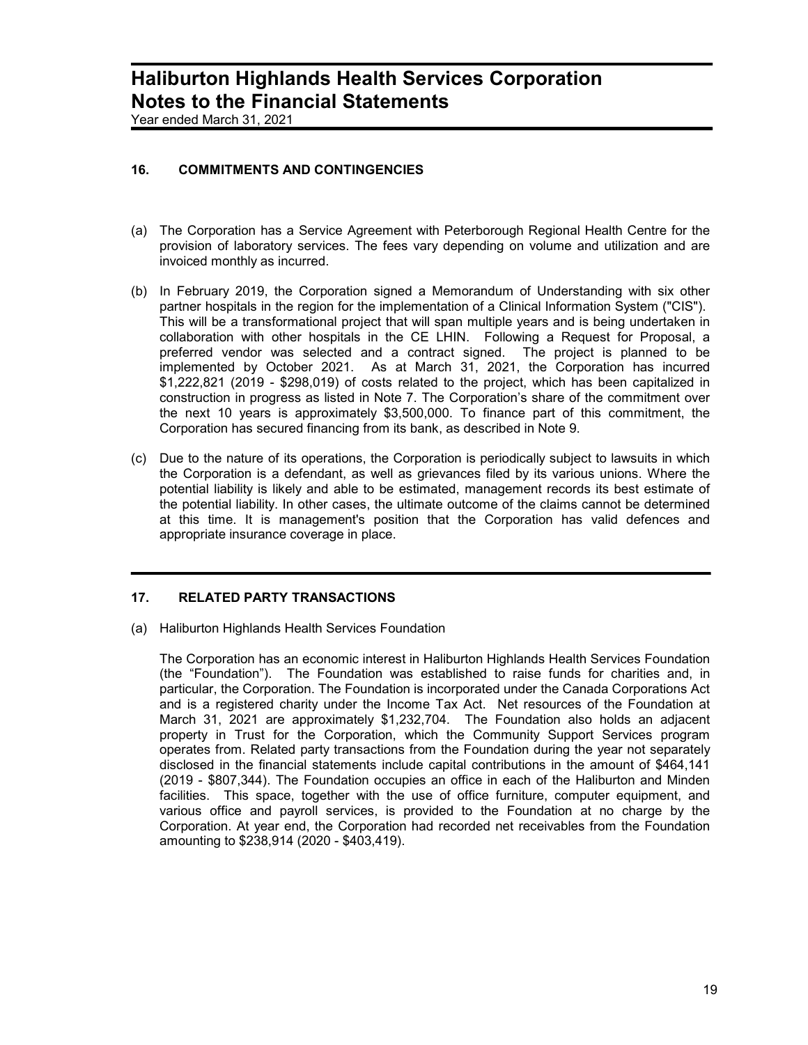## 16. COMMITMENTS AND CONTINGENCIES

(a) The Corporation has a Service Agreement with Peterborough Regional Health Centre for the provision of laboratory services. The fees vary depending on volume and utilization and are invoiced monthly as incurred.

(b) In February 2019, the Corporation signed a Memorandum of Understanding with six other partner hospitals in the region for the implementation of a Clinical Information System ("CIS"). This will be a transformational project that will span multiple years and is being undertaken in collaboration with other hospitals in the CE LHIN. Following a Request for Proposal, a preferred vendor was selected and a contract signed. The project is planned to be implemented by October 2021. As at March 31, 2021, the Corporation has incurred $1,222,821 (2019 - $298,019) of costs related to the project, which has been capitalized in construction in progress as listed in Note 7. The Corporation's share of the commitment over the next 10 years is approximately $3,500,000. To finance part of this commitment, the Corporation has secured financing from its bank, as described in Note 9.

(c) Due to the nature of its operations, the Corporation is periodically subject to lawsuits in which the Corporation is a defendant, as well as grievances filed by its various unions. Where the potential liability is likely and able to be estimated, management records its best estimate of the potential liability. In other cases, the ultimate outcome of the claims cannot be determined at this time. It is management's position that the Corporation has valid defences and appropriate insurance coverage in place.

## 17. RELATED PARTY TRANSACTIONS

(a) Haliburton Highlands Health Services Foundation

The Corporation has an economic interest in Haliburton Highlands Health Services Foundation (the "Foundation"). The Foundation was established to raise funds for charities and, in particular, the Corporation. The Foundation is incorporated under the Canada Corporations Act and is a registered charity under the Income Tax Act. Net resources of the Foundation at March 31, 2021 are approximately $1,232,704. The Foundation also holds an adjacent property in Trust for the Corporation, which the Community Support Services program operates from. Related party transactions from the Foundation during the year not separately disclosed in the financial statements include capital contributions in the amount of $464,141 (2019 - $807,344). The Foundation occupies an office in each of the Haliburton and Minden facilities. This space, together with the use of office furniture, computer equipment, and various office and payroll services, is provided to the Foundation at no charge by the Corporation. At year end, the Corporation had recorded net receivables from the Foundation amounting to $238,914 (2020 - $403,419).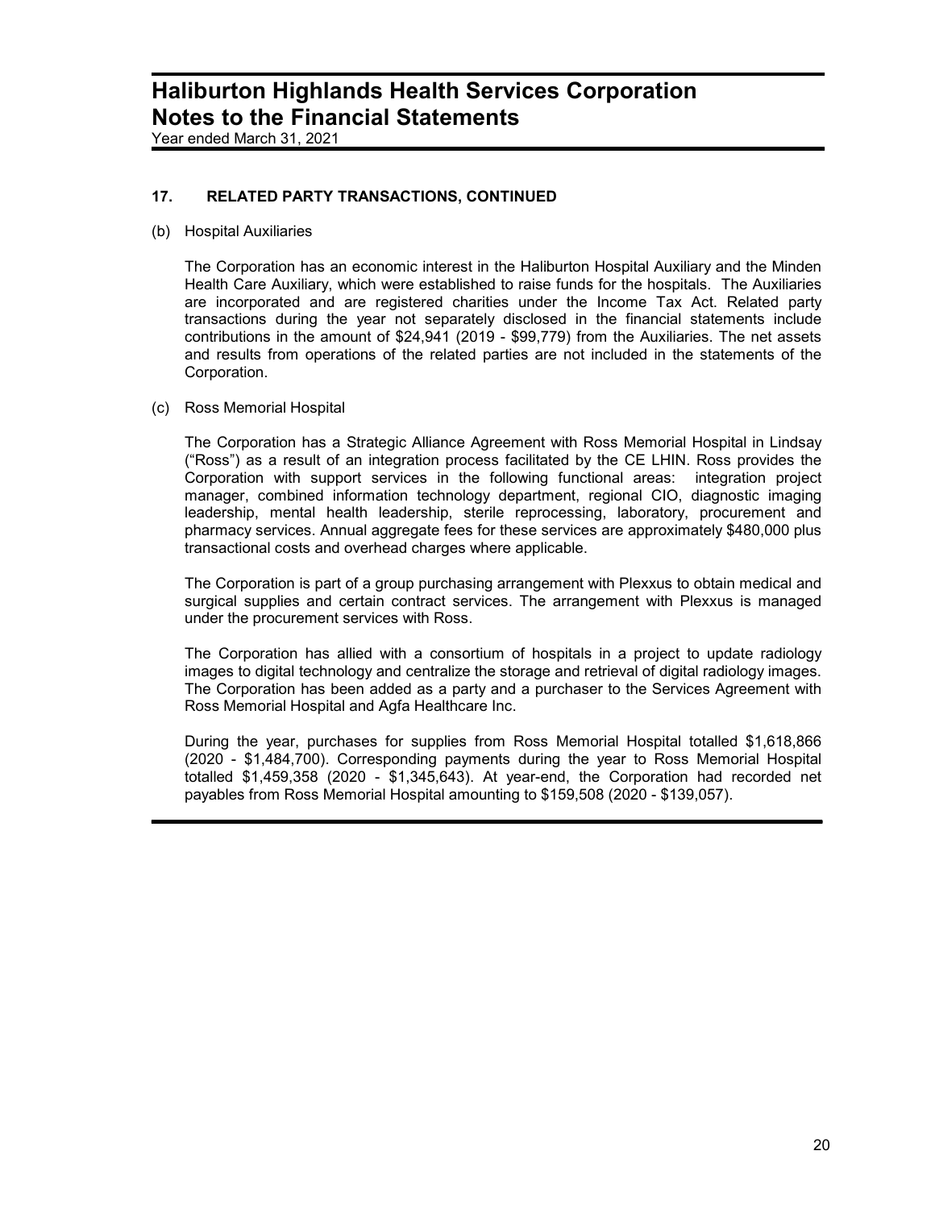## 17. RELATED PARTY TRANSACTIONS, CONTINUED

(b) Hospital Auxiliaries

The Corporation has an economic interest in the Haliburton Hospital Auxiliary and the Minden Health Care Auxiliary, which were established to raise funds for the hospitals. The Auxiliaries are incorporated and are registered charities under the Income Tax Act. Related party transactions during the year not separately disclosed in the financial statements include contributions in the amount of $24,941 (2019 - $99,779) from the Auxiliaries. The net assets and results from operations of the related parties are not included in the statements of the Corporation.

(c) Ross Memorial Hospital

The Corporation has a Strategic Alliance Agreement with Ross Memorial Hospital in Lindsay ("Ross") as a result of an integration process facilitated by the CE LHIN. Ross provides the Corporation with support services in the following functional areas: integration project manager, combined information technology department, regional CIO, diagnostic imaging leadership, mental health leadership, sterile reprocessing, laboratory, procurement and pharmacy services. Annual aggregate fees for these services are approximately $480,000 plus transactional costs and overhead charges where applicable.

The Corporation is part of a group purchasing arrangement with Plexxus to obtain medical and surgical supplies and certain contract services. The arrangement with Plexxus is managed under the procurement services with Ross.

The Corporation has allied with a consortium of hospitals in a project to update radiology images to digital technology and centralize the storage and retrieval of digital radiology images. The Corporation has been added as a party and a purchaser to the Services Agreement with Ross Memorial Hospital and Agfa Healthcare Inc.

During the year, purchases for supplies from Ross Memorial Hospital totalled $1,618,866 (2020 - $1,484,700). Corresponding payments during the year to Ross Memorial Hospital totalled $1,459,358 (2020 - $1,345,643). At year-end, the Corporation had recorded net payables from Ross Memorial Hospital amounting to $159,508 (2020 - $139,057).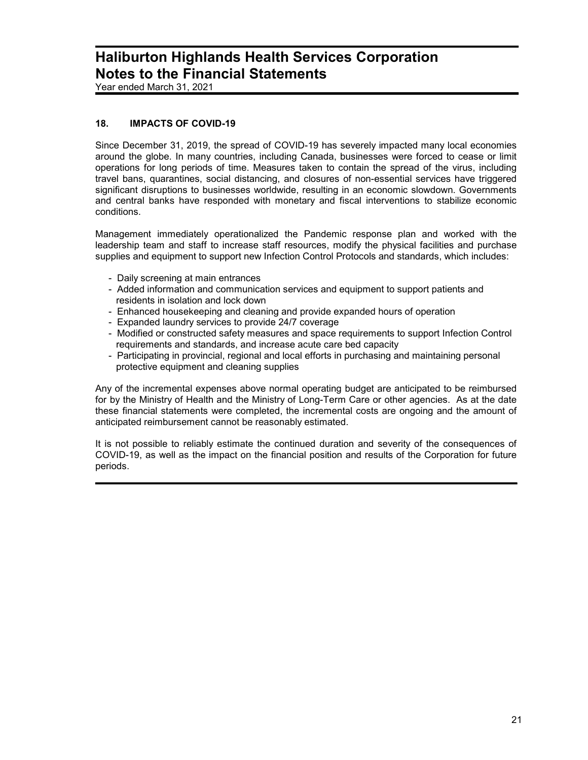# Haliburton Highlands Health Services Corporation
# Notes to the Financial Statements

Year ended March 31, 2021

## 18. IMPACTS OF COVID-19

Since December 31, 2019, the spread of COVID-19 has severely impacted many local economies around the globe. In many countries, including Canada, businesses were forced to cease or limit operations for long periods of time. Measures taken to contain the spread of the virus, including travel bans, quarantines, social distancing, and closures of non-essential services have triggered significant disruptions to businesses worldwide, resulting in an economic slowdown. Governments and central banks have responded with monetary and fiscal interventions to stabilize economic conditions.

Management immediately operationalized the Pandemic response plan and worked with the leadership team and staff to increase staff resources, modify the physical facilities and purchase supplies and equipment to support new Infection Control Protocols and standards, which includes:

- Daily screening at main entrances
- Added information and communication services and equipment to support patients and residents in isolation and lock down
- Enhanced housekeeping and cleaning and provide expanded hours of operation
- Expanded laundry services to provide 24/7 coverage
- Modified or constructed safety measures and space requirements to support Infection Control requirements and standards, and increase acute care bed capacity
- Participating in provincial, regional and local efforts in purchasing and maintaining personal protective equipment and cleaning supplies

Any of the incremental expenses above normal operating budget are anticipated to be reimbursed for by the Ministry of Health and the Ministry of Long-Term Care or other agencies. As at the date these financial statements were completed, the incremental costs are ongoing and the amount of anticipated reimbursement cannot be reasonably estimated.

It is not possible to reliably estimate the continued duration and severity of the consequences of COVID-19, as well as the impact on the financial position and results of the Corporation for future periods.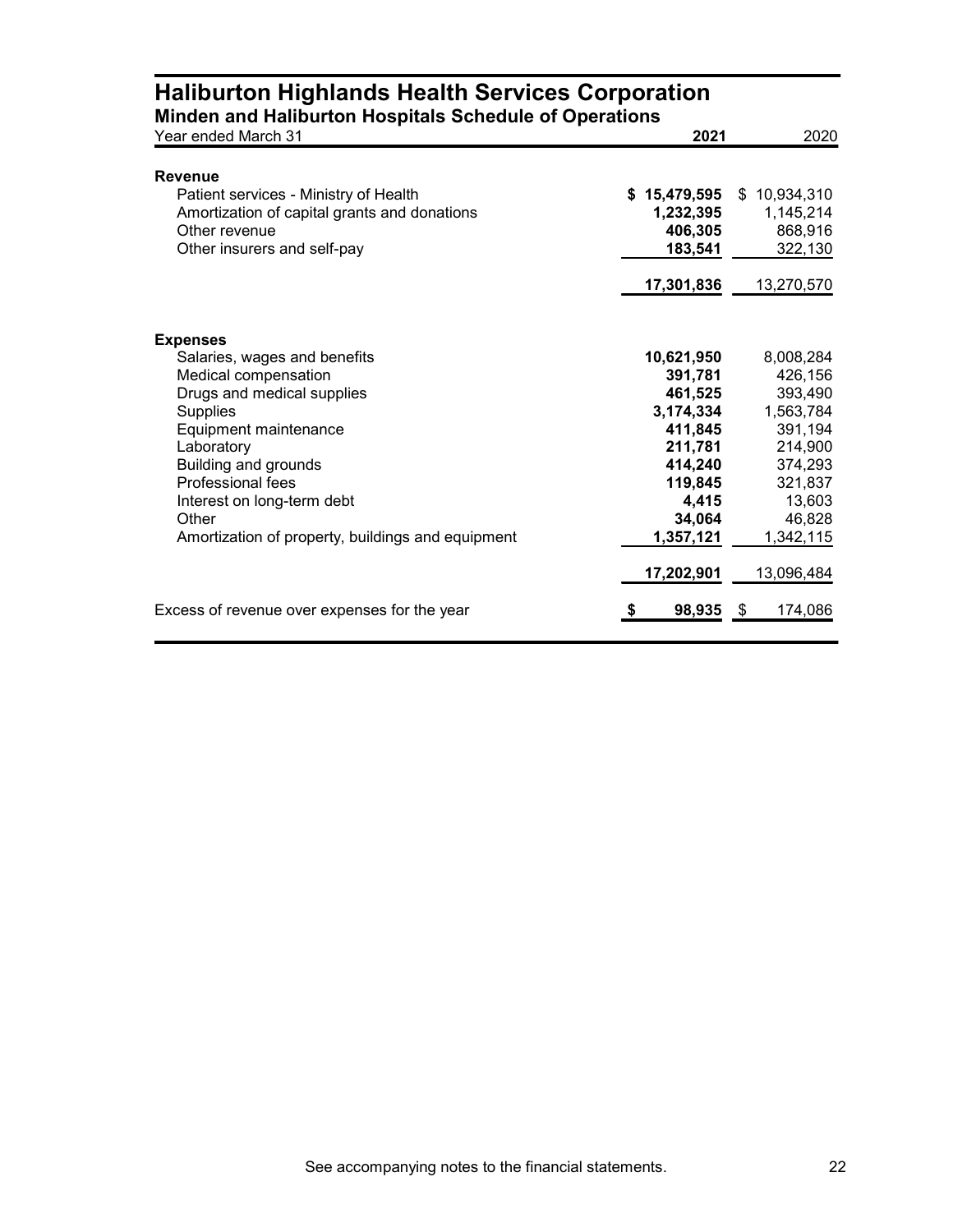# Haliburton Highlands Health Services Corporation

## Minden and Haliburton Hospitals Schedule of Operations

| Year ended March 31 | **2021** | 2020 |
|---|---|---|
| **Revenue** | | |
| Patient services - Ministry of Health | **$ 15,479,595** | $ 10,934,310 |
| Amortization of capital grants and donations | **1,232,395** | 1,145,214 |
| Other revenue | **406,305** | 868,916 |
| Other insurers and self-pay | **183,541** | 322,130 |
| | **17,301,836** | 13,270,570 |
| **Expenses** | | |
| Salaries, wages and benefits | **10,621,950** | 8,008,284 |
| Medical compensation | **391,781** | 426,156 |
| Drugs and medical supplies | **461,525** | 393,490 |
| Supplies | **3,174,334** | 1,563,784 |
| Equipment maintenance | **411,845** | 391,194 |
| Laboratory | **211,781** | 214,900 |
| Building and grounds | **414,240** | 374,293 |
| Professional fees | **119,845** | 321,837 |
| Interest on long-term debt | **4,415** | 13,603 |
| Other | **34,064** | 46,828 |
| Amortization of property, buildings and equipment | **1,357,121** | 1,342,115 |
| | **17,202,901** | 13,096,484 |
| Excess of revenue over expenses for the year | **$ 98,935** | $ 174,086 |

See accompanying notes to the financial statements.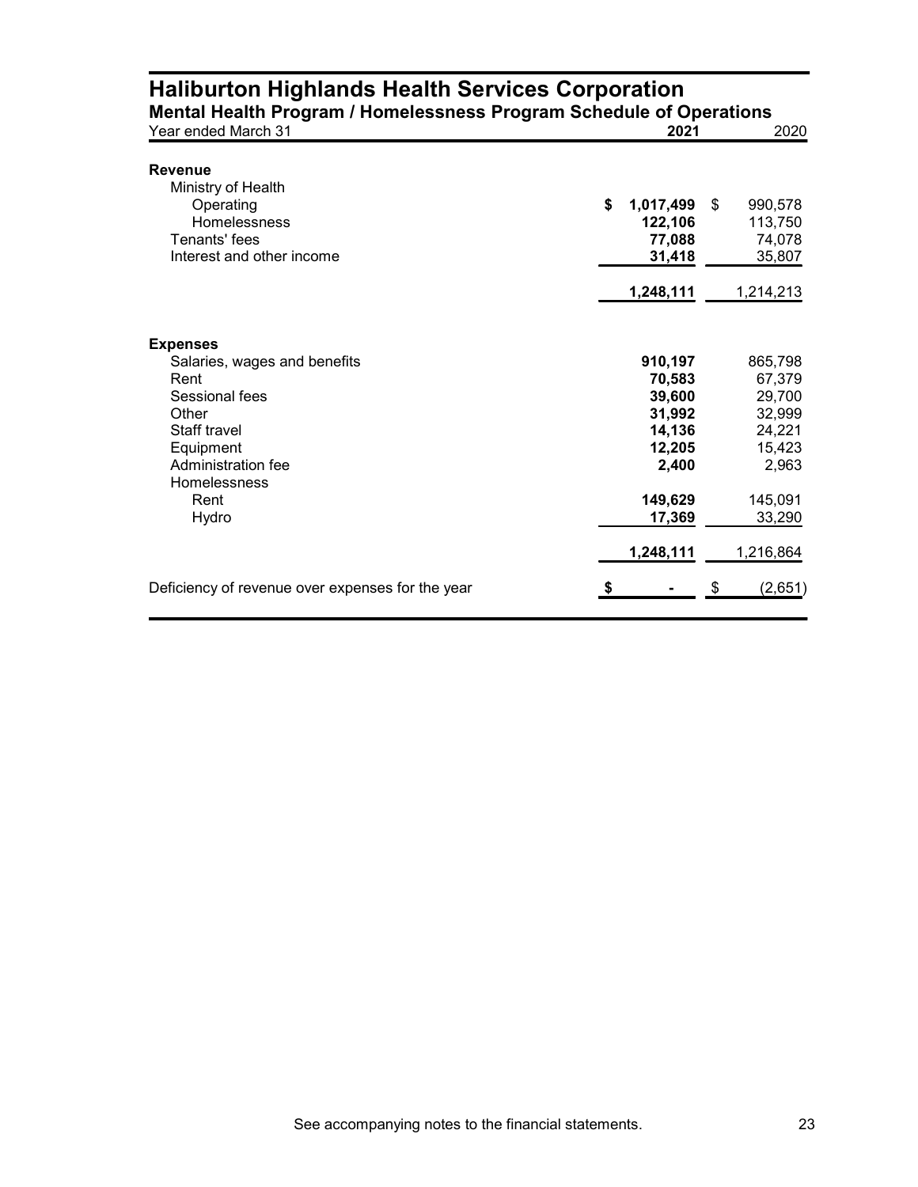# Haliburton Highlands Health Services Corporation

## Mental Health Program / Homelessness Program Schedule of Operations

| Year ended March 31 | **2021** | 2020 |
|---|---|---|
| **Revenue** | | |
| Ministry of Health | | |
| Operating | **$ 1,017,499** | $ 990,578 |
| Homelessness | **122,106** | 113,750 |
| Tenants' fees | **77,088** | 74,078 |
| Interest and other income | **31,418** | 35,807 |
| | **1,248,111** | 1,214,213 |
| **Expenses** | | |
| Salaries, wages and benefits | **910,197** | 865,798 |
| Rent | **70,583** | 67,379 |
| Sessional fees | **39,600** | 29,700 |
| Other | **31,992** | 32,999 |
| Staff travel | **14,136** | 24,221 |
| Equipment | **12,205** | 15,423 |
| Administration fee | **2,400** | 2,963 |
| Homelessness | | |
| Rent | **149,629** | 145,091 |
| Hydro | **17,369** | 33,290 |
| | **1,248,111** | 1,216,864 |
| Deficiency of revenue over expenses for the year | **$ -** | $ (2,651) |

See accompanying notes to the financial statements.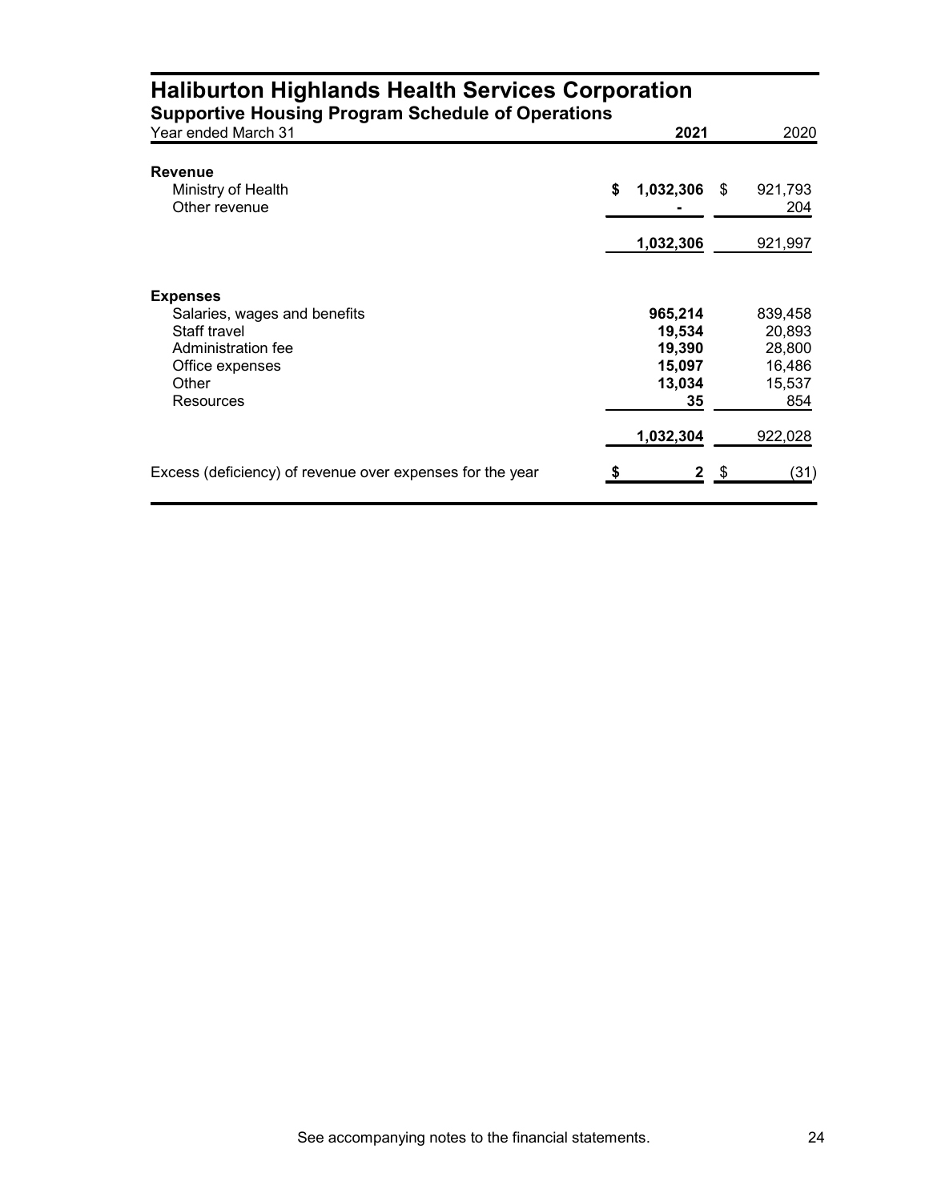# Haliburton Highlands Health Services Corporation

## Supportive Housing Program Schedule of Operations

| Year ended March 31 | 2021 | 2020 |
|---|---|---|
| **Revenue** | | |
| Ministry of Health | **$ 1,032,306** | $ 921,793 |
| Other revenue | **-** | 204 |
| | **1,032,306** | 921,997 |
| **Expenses** | | |
| Salaries, wages and benefits | **965,214** | 839,458 |
| Staff travel | **19,534** | 20,893 |
| Administration fee | **19,390** | 28,800 |
| Office expenses | **15,097** | 16,486 |
| Other | **13,034** | 15,537 |
| Resources | **35** | 854 |
| | **1,032,304** | 922,028 |
| Excess (deficiency) of revenue over expenses for the year | **$ 2** | $ (31) |

See accompanying notes to the financial statements.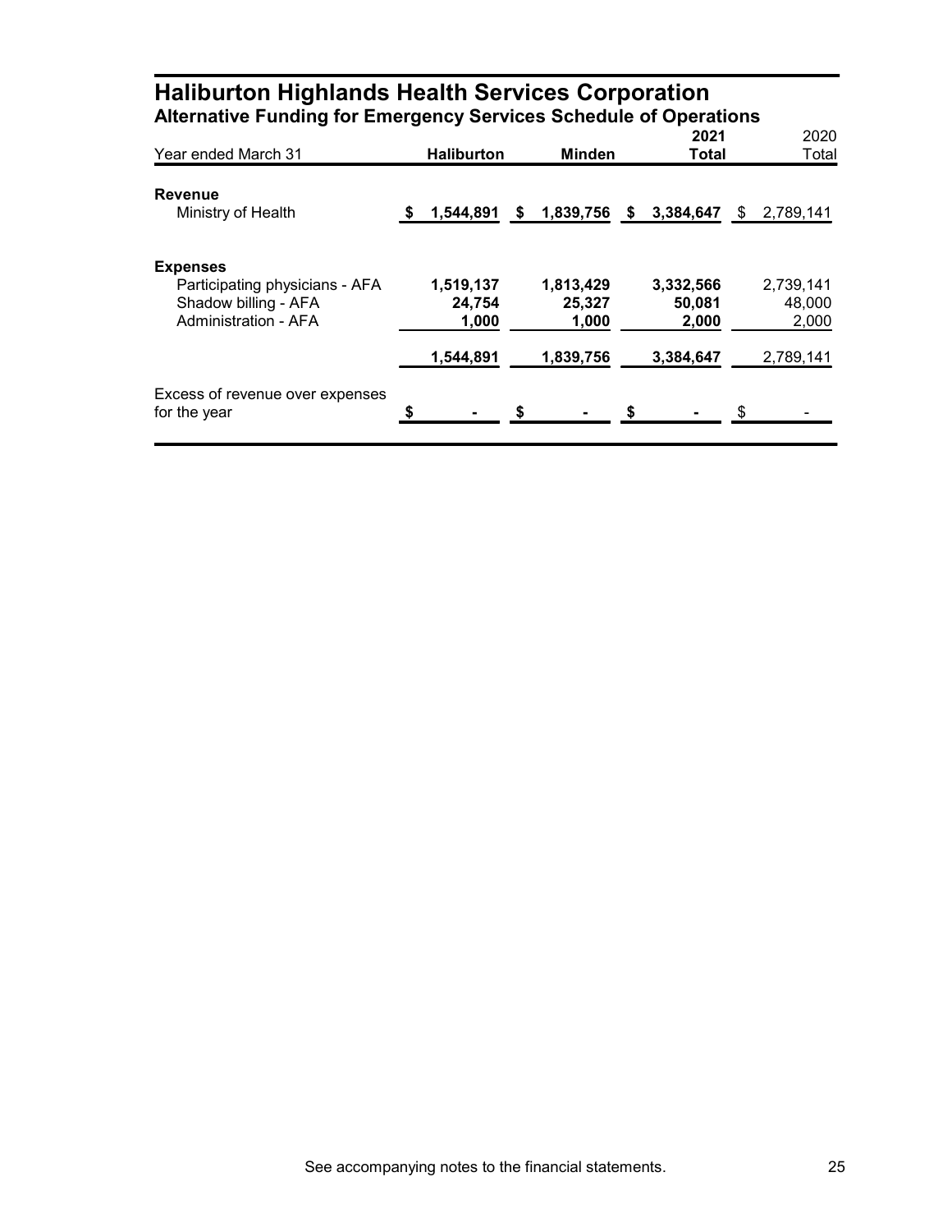# Haliburton Highlands Health Services Corporation

## Alternative Funding for Emergency Services Schedule of Operations

| Year ended March 31 | Haliburton | Minden | 2021 Total | 2020 Total |
|---|---|---|---|---|
| **Revenue** | | | | |
| Ministry of Health | $ 1,544,891 | $ 1,839,756 | $ 3,384,647 | $ 2,789,141 |
| **Expenses** | | | | |
| Participating physicians - AFA | 1,519,137 | 1,813,429 | 3,332,566 | 2,739,141 |
| Shadow billing - AFA | 24,754 | 25,327 | 50,081 | 48,000 |
| Administration - AFA | 1,000 | 1,000 | 2,000 | 2,000 |
| | 1,544,891 | 1,839,756 | 3,384,647 | 2,789,141 |
| Excess of revenue over expenses for the year | $ - | $ - | $ - | $ - |

See accompanying notes to the financial statements.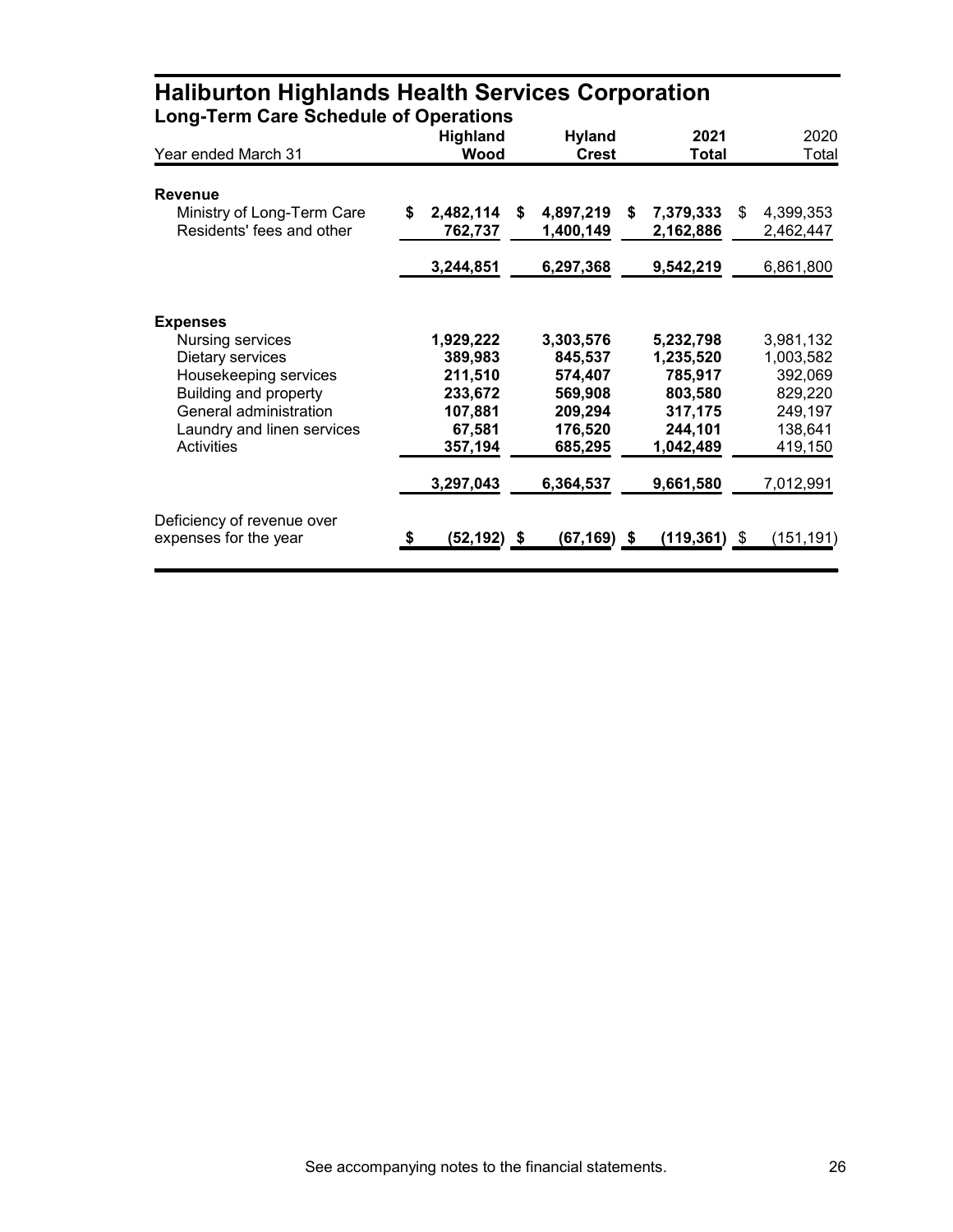# Haliburton Highlands Health Services Corporation

## Long-Term Care Schedule of Operations

| Year ended March 31 | Highland Wood | Hyland Crest | 2021 Total | 2020 Total |
|---|---|---|---|---|
| **Revenue** | | | | |
| Ministry of Long-Term Care | $ 2,482,114 | $ 4,897,219 | $ 7,379,333 | $ 4,399,353 |
| Residents' fees and other | 762,737 | 1,400,149 | 2,162,886 | 2,462,447 |
| | 3,244,851 | 6,297,368 | 9,542,219 | 6,861,800 |
| **Expenses** | | | | |
| Nursing services | 1,929,222 | 3,303,576 | 5,232,798 | 3,981,132 |
| Dietary services | 389,983 | 845,537 | 1,235,520 | 1,003,582 |
| Housekeeping services | 211,510 | 574,407 | 785,917 | 392,069 |
| Building and property | 233,672 | 569,908 | 803,580 | 829,220 |
| General administration | 107,881 | 209,294 | 317,175 | 249,197 |
| Laundry and linen services | 67,581 | 176,520 | 244,101 | 138,641 |
| Activities | 357,194 | 685,295 | 1,042,489 | 419,150 |
| | 3,297,043 | 6,364,537 | 9,661,580 | 7,012,991 |
| Deficiency of revenue over expenses for the year | $ (52,192) | $ (67,169) | $ (119,361) | $ (151,191) |

See accompanying notes to the financial statements.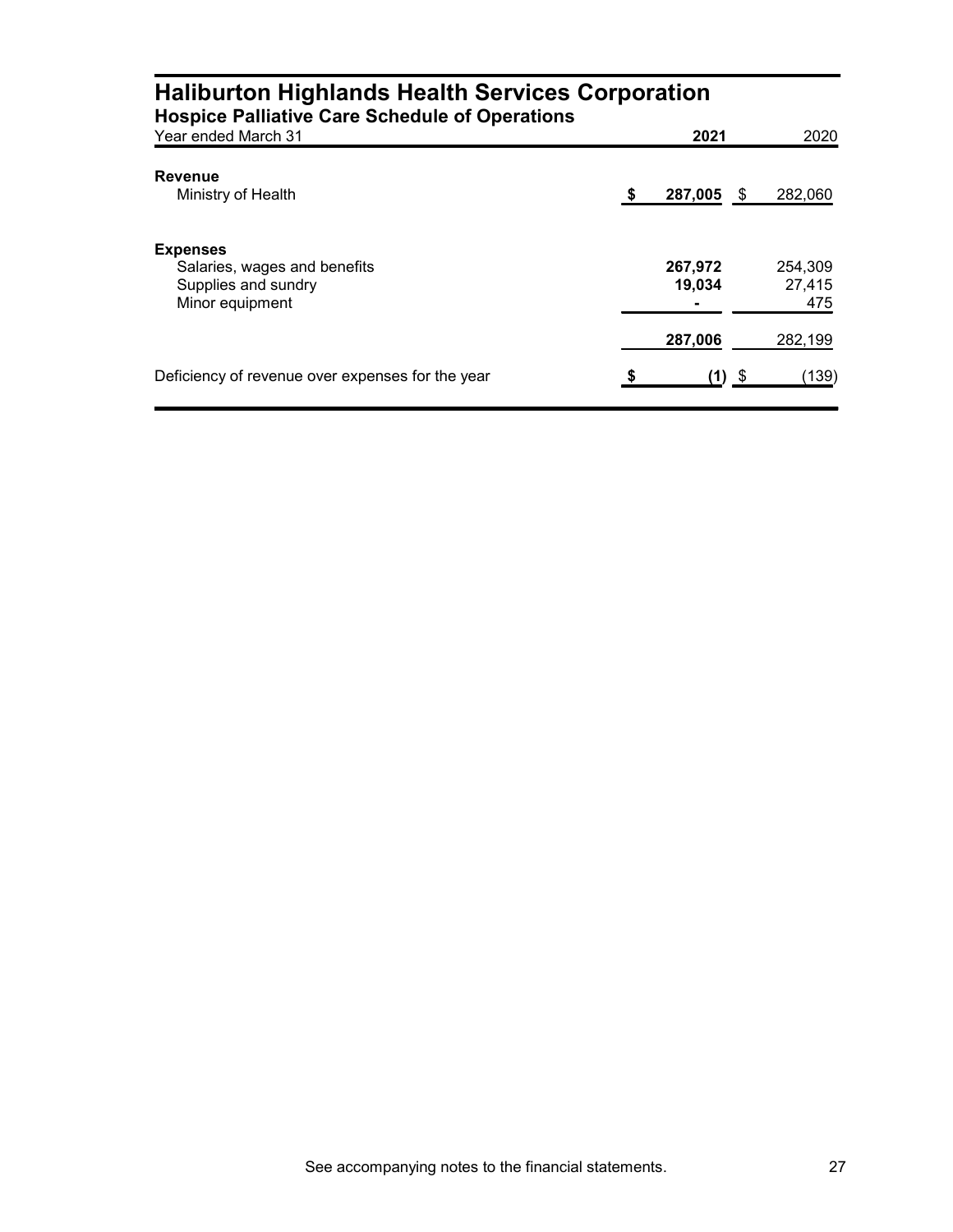# Haliburton Highlands Health Services Corporation

## Hospice Palliative Care Schedule of Operations

| Year ended March 31 | 2021 | 2020 |
|---|---|---|
| **Revenue** | | |
| Ministry of Health | **$ 287,005** | $ 282,060 |
| **Expenses** | | |
| Salaries, wages and benefits | **267,972** | 254,309 |
| Supplies and sundry | **19,034** | 27,415 |
| Minor equipment | **-** | 475 |
| | **287,006** | 282,199 |
| Deficiency of revenue over expenses for the year | **$ (1)** | $ (139) |

See accompanying notes to the financial statements.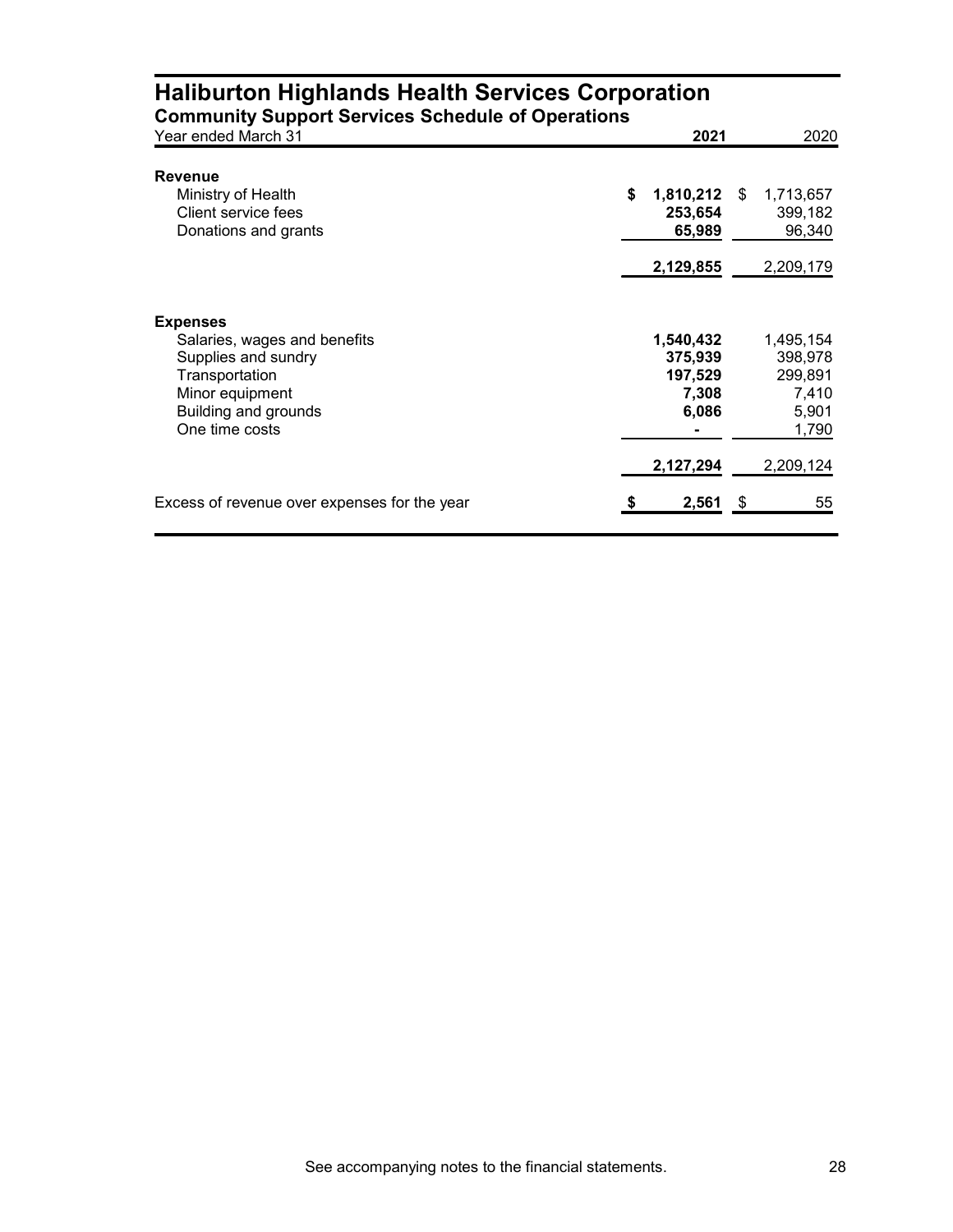# Haliburton Highlands Health Services Corporation

## Community Support Services Schedule of Operations

| Year ended March 31 | 2021 | 2020 |
|---|---|---|
| **Revenue** | | |
| Ministry of Health | $ 1,810,212 | $ 1,713,657 |
| Client service fees | 253,654 | 399,182 |
| Donations and grants | 65,989 | 96,340 |
| | 2,129,855 | 2,209,179 |
| **Expenses** | | |
| Salaries, wages and benefits | 1,540,432 | 1,495,154 |
| Supplies and sundry | 375,939 | 398,978 |
| Transportation | 197,529 | 299,891 |
| Minor equipment | 7,308 | 7,410 |
| Building and grounds | 6,086 | 5,901 |
| One time costs | - | 1,790 |
| | 2,127,294 | 2,209,124 |
| Excess of revenue over expenses for the year | $ 2,561 | $ 55 |

See accompanying notes to the financial statements.